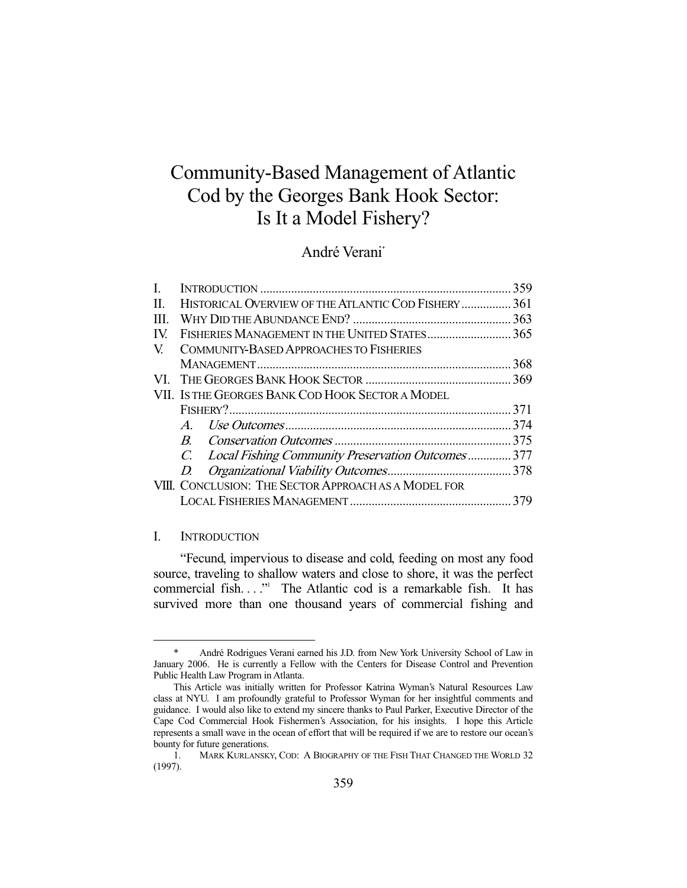# Community-Based Management of Atlantic Cod by the Georges Bank Hook Sector: Is It a Model Fishery?

André Verani*

| | | |
|---|---|---|
| I. | INTRODUCTION | 359 |
| II. | HISTORICAL OVERVIEW OF THE ATLANTIC COD FISHERY | 361 |
| III. | WHY DID THE ABUNDANCE END? | 363 |
| IV. | FISHERIES MANAGEMENT IN THE UNITED STATES | 365 |
| V. | COMMUNITY-BASED APPROACHES TO FISHERIES MANAGEMENT | 368 |
| VI. | THE GEORGES BANK HOOK SECTOR | 369 |
| VII. | IS THE GEORGES BANK COD HOOK SECTOR A MODEL FISHERY? | 371 |
| | *A. Use Outcomes* | 374 |
| | *B. Conservation Outcomes* | 375 |
| | *C. Local Fishing Community Preservation Outcomes* | 377 |
| | *D. Organizational Viability Outcomes* | 378 |
| VIII. | CONCLUSION: THE SECTOR APPROACH AS A MODEL FOR LOCAL FISHERIES MANAGEMENT | 379 |

## I. INTRODUCTION

"Fecund, impervious to disease and cold, feeding on most any food source, traveling to shallow waters and close to shore, it was the perfect commercial fish. . . ."[1] The Atlantic cod is a remarkable fish. It has survived more than one thousand years of commercial fishing and

---

\* André Rodrigues Verani earned his J.D. from New York University School of Law in January 2006. He is currently a Fellow with the Centers for Disease Control and Prevention Public Health Law Program in Atlanta.

This Article was initially written for Professor Katrina Wyman's Natural Resources Law class at NYU. I am profoundly grateful to Professor Wyman for her insightful comments and guidance. I would also like to extend my sincere thanks to Paul Parker, Executive Director of the Cape Cod Commercial Hook Fishermen's Association, for his insights. I hope this Article represents a small wave in the ocean of effort that will be required if we are to restore our ocean's bounty for future generations.

1. MARK KURLANSKY, COD: A BIOGRAPHY OF THE FISH THAT CHANGED THE WORLD 32 (1997).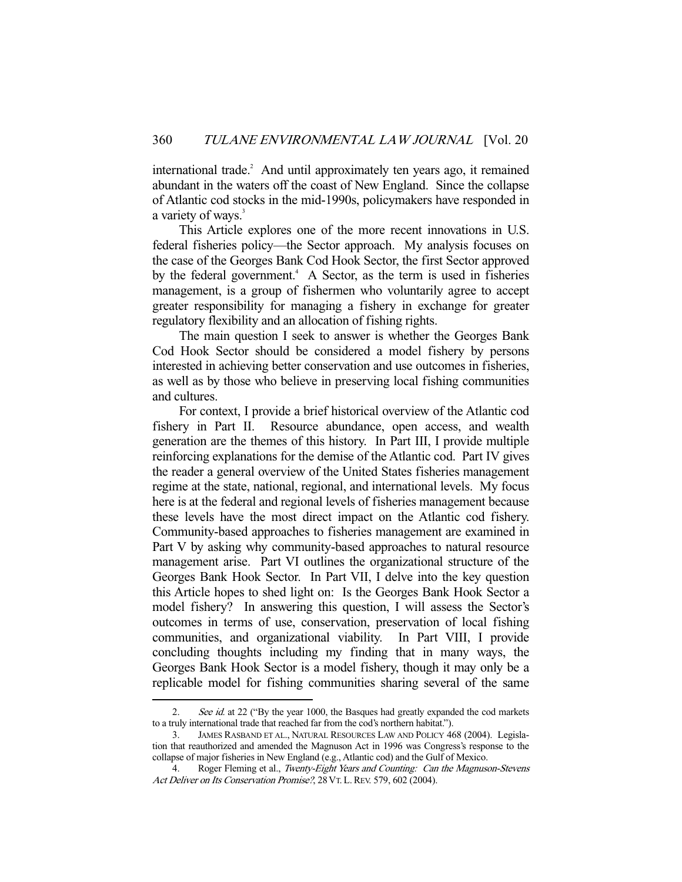international trade.[2] And until approximately ten years ago, it remained abundant in the waters off the coast of New England. Since the collapse of Atlantic cod stocks in the mid-1990s, policymakers have responded in a variety of ways.[3]

This Article explores one of the more recent innovations in U.S. federal fisheries policy—the Sector approach. My analysis focuses on the case of the Georges Bank Cod Hook Sector, the first Sector approved by the federal government.[4] A Sector, as the term is used in fisheries management, is a group of fishermen who voluntarily agree to accept greater responsibility for managing a fishery in exchange for greater regulatory flexibility and an allocation of fishing rights.

The main question I seek to answer is whether the Georges Bank Cod Hook Sector should be considered a model fishery by persons interested in achieving better conservation and use outcomes in fisheries, as well as by those who believe in preserving local fishing communities and cultures.

For context, I provide a brief historical overview of the Atlantic cod fishery in Part II. Resource abundance, open access, and wealth generation are the themes of this history. In Part III, I provide multiple reinforcing explanations for the demise of the Atlantic cod. Part IV gives the reader a general overview of the United States fisheries management regime at the state, national, regional, and international levels. My focus here is at the federal and regional levels of fisheries management because these levels have the most direct impact on the Atlantic cod fishery. Community-based approaches to fisheries management are examined in Part V by asking why community-based approaches to natural resource management arise. Part VI outlines the organizational structure of the Georges Bank Hook Sector. In Part VII, I delve into the key question this Article hopes to shed light on: Is the Georges Bank Hook Sector a model fishery? In answering this question, I will assess the Sector's outcomes in terms of use, conservation, preservation of local fishing communities, and organizational viability. In Part VIII, I provide concluding thoughts including my finding that in many ways, the Georges Bank Hook Sector is a model fishery, though it may only be a replicable model for fishing communities sharing several of the same

---

2. *See id.* at 22 ("By the year 1000, the Basques had greatly expanded the cod markets to a truly international trade that reached far from the cod's northern habitat.").

3. JAMES RASBAND ET AL., NATURAL RESOURCES LAW AND POLICY 468 (2004). Legislation that reauthorized and amended the Magnuson Act in 1996 was Congress's response to the collapse of major fisheries in New England (e.g., Atlantic cod) and the Gulf of Mexico.

4. Roger Fleming et al., *Twenty-Eight Years and Counting: Can the Magnuson-Stevens Act Deliver on Its Conservation Promise?*, 28 VT. L. REV. 579, 602 (2004).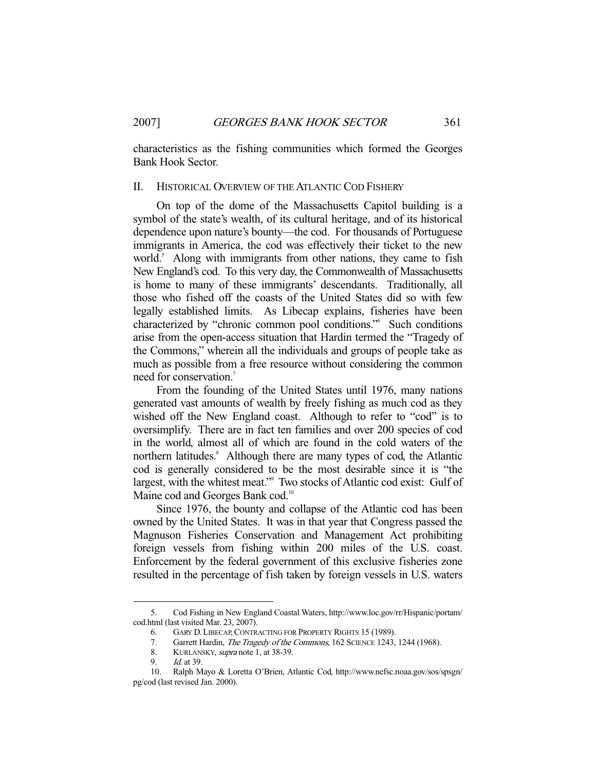characteristics as the fishing communities which formed the Georges Bank Hook Sector.

## II. HISTORICAL OVERVIEW OF THE ATLANTIC COD FISHERY

On top of the dome of the Massachusetts Capitol building is a symbol of the state's wealth, of its cultural heritage, and of its historical dependence upon nature's bounty—the cod. For thousands of Portuguese immigrants in America, the cod was effectively their ticket to the new world.[5] Along with immigrants from other nations, they came to fish New England's cod. To this very day, the Commonwealth of Massachusetts is home to many of these immigrants' descendants. Traditionally, all those who fished off the coasts of the United States did so with few legally established limits. As Libecap explains, fisheries have been characterized by "chronic common pool conditions."[6] Such conditions arise from the open-access situation that Hardin termed the "Tragedy of the Commons," wherein all the individuals and groups of people take as much as possible from a free resource without considering the common need for conservation.[7]

From the founding of the United States until 1976, many nations generated vast amounts of wealth by freely fishing as much cod as they wished off the New England coast. Although to refer to "cod" is to oversimplify. There are in fact ten families and over 200 species of cod in the world, almost all of which are found in the cold waters of the northern latitudes.[8] Although there are many types of cod, the Atlantic cod is generally considered to be the most desirable since it is "the largest, with the whitest meat."[9] Two stocks of Atlantic cod exist: Gulf of Maine cod and Georges Bank cod.[10]

Since 1976, the bounty and collapse of the Atlantic cod has been owned by the United States. It was in that year that Congress passed the Magnuson Fisheries Conservation and Management Act prohibiting foreign vessels from fishing within 200 miles of the U.S. coast. Enforcement by the federal government of this exclusive fisheries zone resulted in the percentage of fish taken by foreign vessels in U.S. waters

---

5. Cod Fishing in New England Coastal Waters, http://www.loc.gov/rr/Hispanic/portam/cod.html (last visited Mar. 23, 2007).
6. GARY D. LIBECAP, CONTRACTING FOR PROPERTY RIGHTS 15 (1989).
7. Garrett Hardin, *The Tragedy of the Commons*, 162 SCIENCE 1243, 1244 (1968).
8. KURLANSKY, *supra* note 1, at 38-39.
9. *Id.* at 39.
10. Ralph Mayo & Loretta O'Brien, Atlantic Cod, http://www.nefsc.noaa.gov/sos/spsgn/pg/cod (last revised Jan. 2000).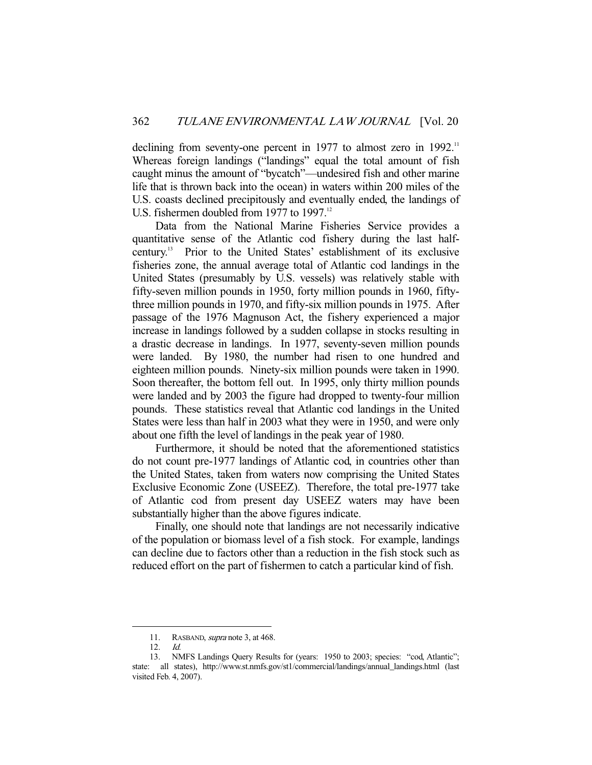declining from seventy-one percent in 1977 to almost zero in 1992.[11] Whereas foreign landings ("landings" equal the total amount of fish caught minus the amount of "bycatch"—undesired fish and other marine life that is thrown back into the ocean) in waters within 200 miles of the U.S. coasts declined precipitously and eventually ended, the landings of U.S. fishermen doubled from 1977 to 1997.[12]

Data from the National Marine Fisheries Service provides a quantitative sense of the Atlantic cod fishery during the last half-century.[13] Prior to the United States' establishment of its exclusive fisheries zone, the annual average total of Atlantic cod landings in the United States (presumably by U.S. vessels) was relatively stable with fifty-seven million pounds in 1950, forty million pounds in 1960, fifty-three million pounds in 1970, and fifty-six million pounds in 1975. After passage of the 1976 Magnuson Act, the fishery experienced a major increase in landings followed by a sudden collapse in stocks resulting in a drastic decrease in landings. In 1977, seventy-seven million pounds were landed. By 1980, the number had risen to one hundred and eighteen million pounds. Ninety-six million pounds were taken in 1990. Soon thereafter, the bottom fell out. In 1995, only thirty million pounds were landed and by 2003 the figure had dropped to twenty-four million pounds. These statistics reveal that Atlantic cod landings in the United States were less than half in 2003 what they were in 1950, and were only about one fifth the level of landings in the peak year of 1980.

Furthermore, it should be noted that the aforementioned statistics do not count pre-1977 landings of Atlantic cod, in countries other than the United States, taken from waters now comprising the United States Exclusive Economic Zone (USEEZ). Therefore, the total pre-1977 take of Atlantic cod from present day USEEZ waters may have been substantially higher than the above figures indicate.

Finally, one should note that landings are not necessarily indicative of the population or biomass level of a fish stock. For example, landings can decline due to factors other than a reduction in the fish stock such as reduced effort on the part of fishermen to catch a particular kind of fish.

---

11. RASBAND, *supra* note 3, at 468.

12. *Id.*

13. NMFS Landings Query Results for (years: 1950 to 2003; species: "cod, Atlantic"; state: all states), http://www.st.nmfs.gov/st1/commercial/landings/annual_landings.html (last visited Feb. 4, 2007).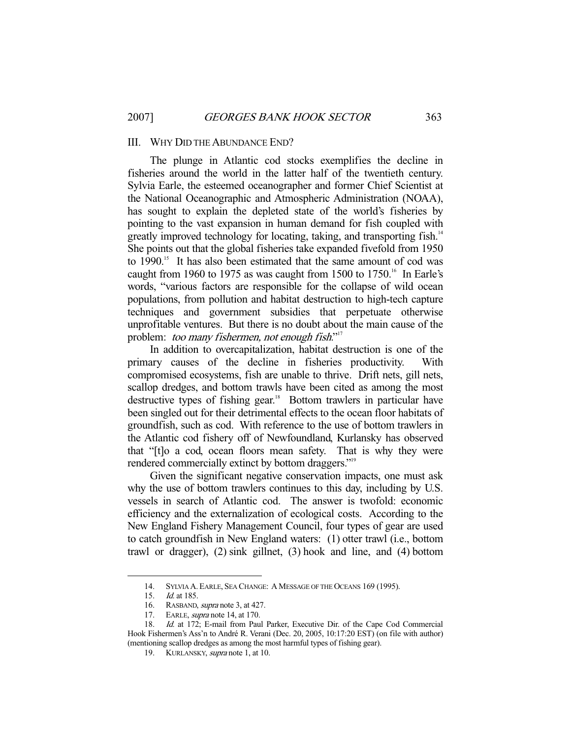## III. WHY DID THE ABUNDANCE END?

The plunge in Atlantic cod stocks exemplifies the decline in fisheries around the world in the latter half of the twentieth century. Sylvia Earle, the esteemed oceanographer and former Chief Scientist at the National Oceanographic and Atmospheric Administration (NOAA), has sought to explain the depleted state of the world's fisheries by pointing to the vast expansion in human demand for fish coupled with greatly improved technology for locating, taking, and transporting fish.[14] She points out that the global fisheries take expanded fivefold from 1950 to 1990.[15] It has also been estimated that the same amount of cod was caught from 1960 to 1975 as was caught from 1500 to 1750.[16] In Earle's words, "various factors are responsible for the collapse of wild ocean populations, from pollution and habitat destruction to high-tech capture techniques and government subsidies that perpetuate otherwise unprofitable ventures. But there is no doubt about the main cause of the problem: *too many fishermen, not enough fish*."[17]

In addition to overcapitalization, habitat destruction is one of the primary causes of the decline in fisheries productivity. With compromised ecosystems, fish are unable to thrive. Drift nets, gill nets, scallop dredges, and bottom trawls have been cited as among the most destructive types of fishing gear.[18] Bottom trawlers in particular have been singled out for their detrimental effects to the ocean floor habitats of groundfish, such as cod. With reference to the use of bottom trawlers in the Atlantic cod fishery off of Newfoundland, Kurlansky has observed that "[t]o a cod, ocean floors mean safety. That is why they were rendered commercially extinct by bottom draggers."[19]

Given the significant negative conservation impacts, one must ask why the use of bottom trawlers continues to this day, including by U.S. vessels in search of Atlantic cod. The answer is twofold: economic efficiency and the externalization of ecological costs. According to the New England Fishery Management Council, four types of gear are used to catch groundfish in New England waters: (1) otter trawl (i.e., bottom trawl or dragger), (2) sink gillnet, (3) hook and line, and (4) bottom

---

14. SYLVIA A. EARLE, SEA CHANGE: A MESSAGE OF THE OCEANS 169 (1995).

15. *Id.* at 185.

16. RASBAND, *supra* note 3, at 427.

17. EARLE, *supra* note 14, at 170.

18. *Id.* at 172; E-mail from Paul Parker, Executive Dir. of the Cape Cod Commercial Hook Fishermen's Ass'n to André R. Verani (Dec. 20, 2005, 10:17:20 EST) (on file with author) (mentioning scallop dredges as among the most harmful types of fishing gear).

19. KURLANSKY, *supra* note 1, at 10.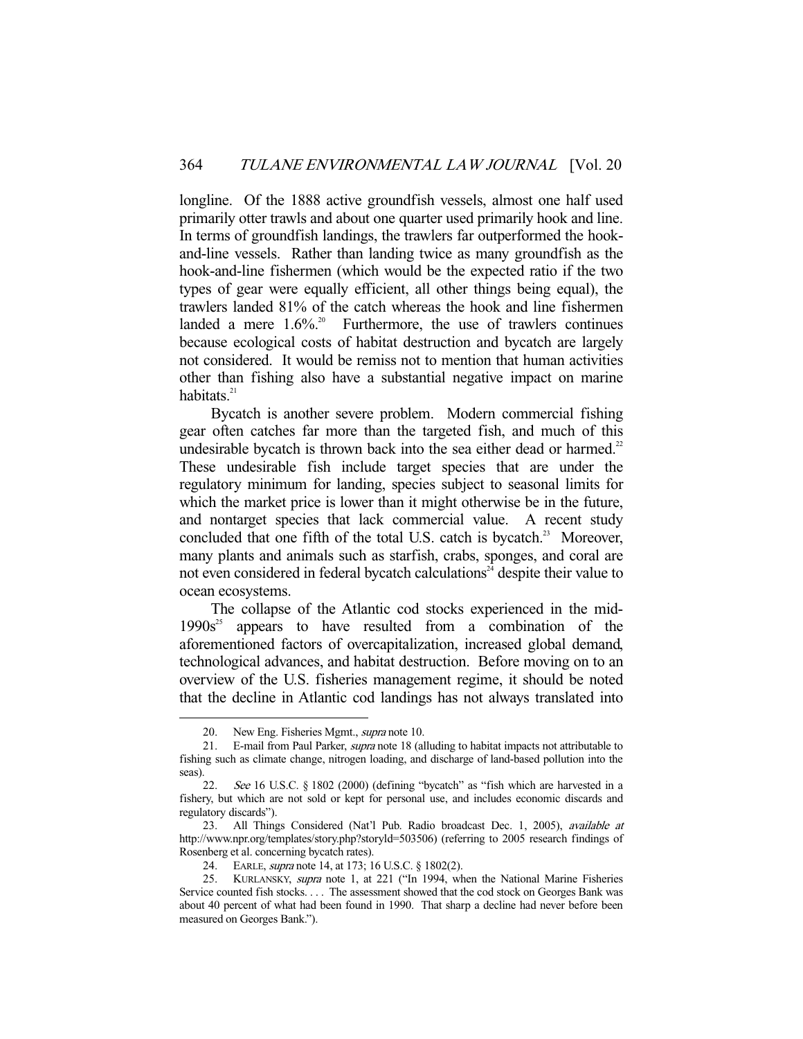longline. Of the 1888 active groundfish vessels, almost one half used primarily otter trawls and about one quarter used primarily hook and line. In terms of groundfish landings, the trawlers far outperformed the hook-and-line vessels. Rather than landing twice as many groundfish as the hook-and-line fishermen (which would be the expected ratio if the two types of gear were equally efficient, all other things being equal), the trawlers landed 81% of the catch whereas the hook and line fishermen landed a mere 1.6%.[20] Furthermore, the use of trawlers continues because ecological costs of habitat destruction and bycatch are largely not considered. It would be remiss not to mention that human activities other than fishing also have a substantial negative impact on marine habitats.[21]

Bycatch is another severe problem. Modern commercial fishing gear often catches far more than the targeted fish, and much of this undesirable bycatch is thrown back into the sea either dead or harmed.[22] These undesirable fish include target species that are under the regulatory minimum for landing, species subject to seasonal limits for which the market price is lower than it might otherwise be in the future, and nontarget species that lack commercial value. A recent study concluded that one fifth of the total U.S. catch is bycatch.[23] Moreover, many plants and animals such as starfish, crabs, sponges, and coral are not even considered in federal bycatch calculations[24] despite their value to ocean ecosystems.

The collapse of the Atlantic cod stocks experienced in the mid-1990s[25] appears to have resulted from a combination of the aforementioned factors of overcapitalization, increased global demand, technological advances, and habitat destruction. Before moving on to an overview of the U.S. fisheries management regime, it should be noted that the decline in Atlantic cod landings has not always translated into

---

20. New Eng. Fisheries Mgmt., *supra* note 10.

21. E-mail from Paul Parker, *supra* note 18 (alluding to habitat impacts not attributable to fishing such as climate change, nitrogen loading, and discharge of land-based pollution into the seas).

22. *See* 16 U.S.C. § 1802 (2000) (defining "bycatch" as "fish which are harvested in a fishery, but which are not sold or kept for personal use, and includes economic discards and regulatory discards").

23. All Things Considered (Nat'l Pub. Radio broadcast Dec. 1, 2005), *available at* http://www.npr.org/templates/story.php?storyId=503506) (referring to 2005 research findings of Rosenberg et al. concerning bycatch rates).

24. EARLE, *supra* note 14, at 173; 16 U.S.C. § 1802(2).

25. KURLANSKY, *supra* note 1, at 221 ("In 1994, when the National Marine Fisheries Service counted fish stocks. . . . The assessment showed that the cod stock on Georges Bank was about 40 percent of what had been found in 1990. That sharp a decline had never before been measured on Georges Bank.").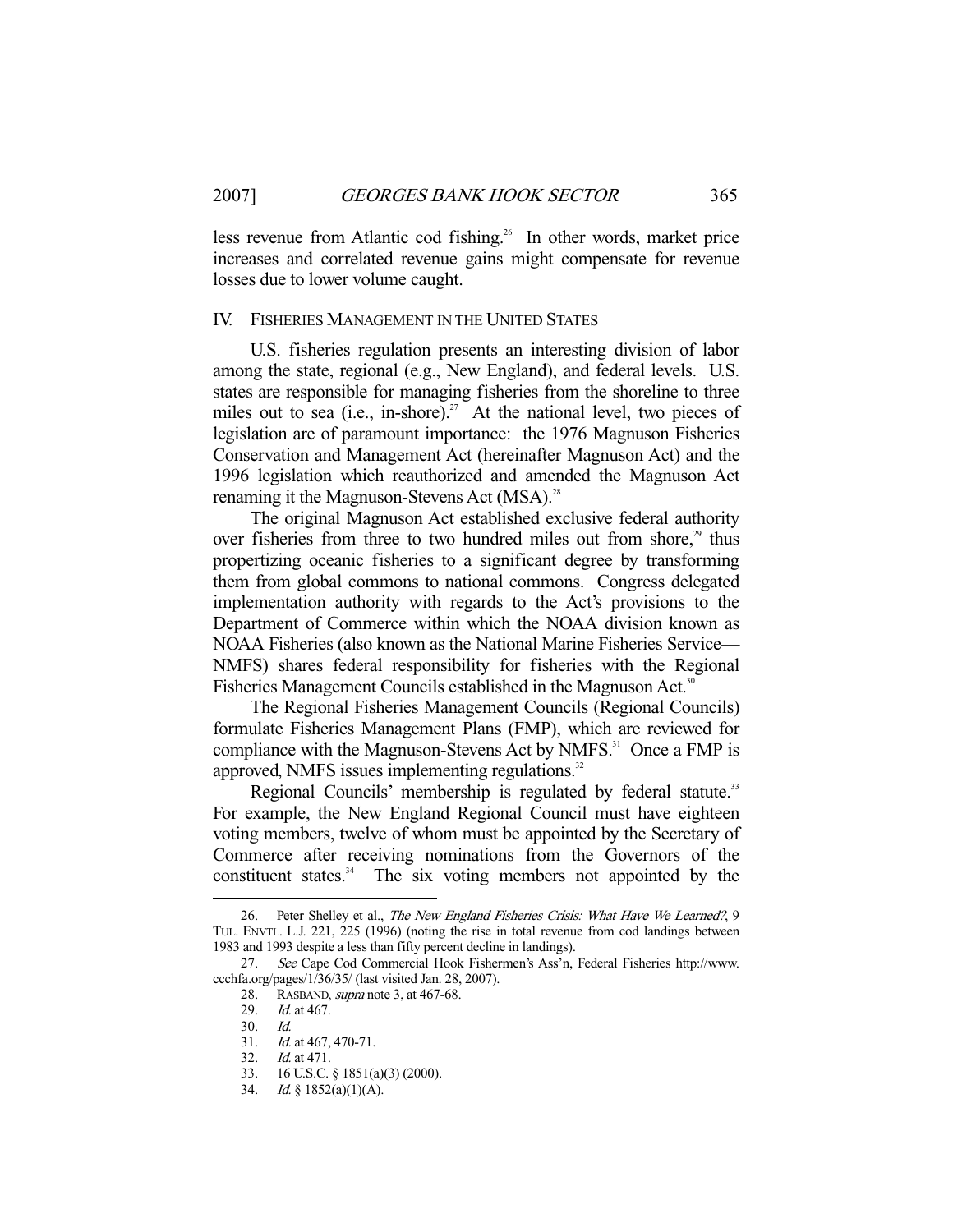less revenue from Atlantic cod fishing.[26] In other words, market price increases and correlated revenue gains might compensate for revenue losses due to lower volume caught.

## IV. FISHERIES MANAGEMENT IN THE UNITED STATES

U.S. fisheries regulation presents an interesting division of labor among the state, regional (e.g., New England), and federal levels. U.S. states are responsible for managing fisheries from the shoreline to three miles out to sea (i.e., in-shore).[27] At the national level, two pieces of legislation are of paramount importance: the 1976 Magnuson Fisheries Conservation and Management Act (hereinafter Magnuson Act) and the 1996 legislation which reauthorized and amended the Magnuson Act renaming it the Magnuson-Stevens Act (MSA).[28]

The original Magnuson Act established exclusive federal authority over fisheries from three to two hundred miles out from shore,[29] thus propertizing oceanic fisheries to a significant degree by transforming them from global commons to national commons. Congress delegated implementation authority with regards to the Act's provisions to the Department of Commerce within which the NOAA division known as NOAA Fisheries (also known as the National Marine Fisheries Service—NMFS) shares federal responsibility for fisheries with the Regional Fisheries Management Councils established in the Magnuson Act.[30]

The Regional Fisheries Management Councils (Regional Councils) formulate Fisheries Management Plans (FMP), which are reviewed for compliance with the Magnuson-Stevens Act by NMFS.[31] Once a FMP is approved, NMFS issues implementing regulations.[32]

Regional Councils' membership is regulated by federal statute.[33] For example, the New England Regional Council must have eighteen voting members, twelve of whom must be appointed by the Secretary of Commerce after receiving nominations from the Governors of the constituent states.[34] The six voting members not appointed by the

---

26. Peter Shelley et al., *The New England Fisheries Crisis: What Have We Learned?*, 9 TUL. ENVTL. L.J. 221, 225 (1996) (noting the rise in total revenue from cod landings between 1983 and 1993 despite a less than fifty percent decline in landings).

27. *See* Cape Cod Commercial Hook Fishermen's Ass'n, Federal Fisheries http://www.ccchfa.org/pages/1/36/35/ (last visited Jan. 28, 2007).

28. RASBAND, *supra* note 3, at 467-68.

29. *Id.* at 467.

30. *Id.*

31. *Id.* at 467, 470-71.

32. *Id.* at 471.

33. 16 U.S.C. § 1851(a)(3) (2000).

34. *Id.* § 1852(a)(1)(A).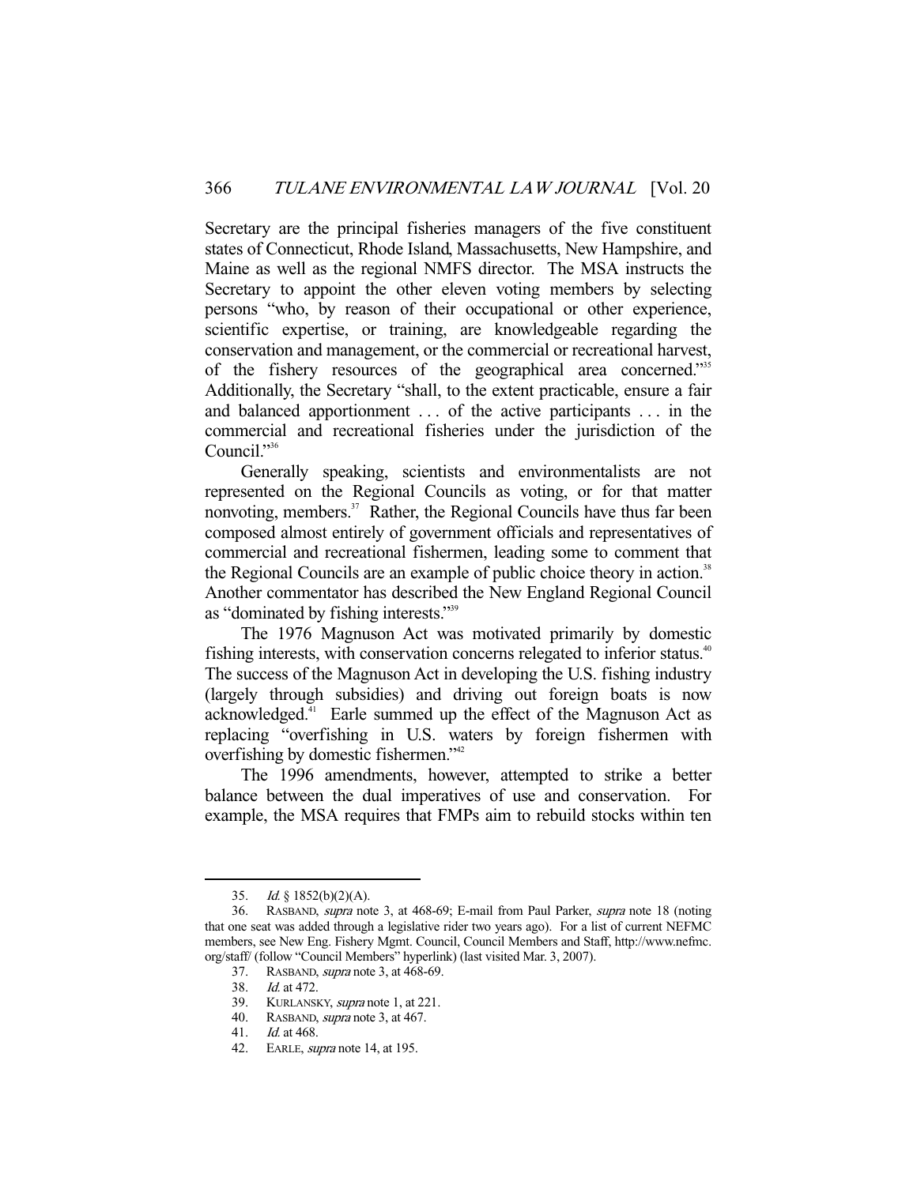Secretary are the principal fisheries managers of the five constituent states of Connecticut, Rhode Island, Massachusetts, New Hampshire, and Maine as well as the regional NMFS director. The MSA instructs the Secretary to appoint the other eleven voting members by selecting persons "who, by reason of their occupational or other experience, scientific expertise, or training, are knowledgeable regarding the conservation and management, or the commercial or recreational harvest, of the fishery resources of the geographical area concerned."[35] Additionally, the Secretary "shall, to the extent practicable, ensure a fair and balanced apportionment . . . of the active participants . . . in the commercial and recreational fisheries under the jurisdiction of the Council."[36]

Generally speaking, scientists and environmentalists are not represented on the Regional Councils as voting, or for that matter nonvoting, members.[37] Rather, the Regional Councils have thus far been composed almost entirely of government officials and representatives of commercial and recreational fishermen, leading some to comment that the Regional Councils are an example of public choice theory in action.[38] Another commentator has described the New England Regional Council as "dominated by fishing interests."[39]

The 1976 Magnuson Act was motivated primarily by domestic fishing interests, with conservation concerns relegated to inferior status.[40] The success of the Magnuson Act in developing the U.S. fishing industry (largely through subsidies) and driving out foreign boats is now acknowledged.[41] Earle summed up the effect of the Magnuson Act as replacing "overfishing in U.S. waters by foreign fishermen with overfishing by domestic fishermen."[42]

The 1996 amendments, however, attempted to strike a better balance between the dual imperatives of use and conservation. For example, the MSA requires that FMPs aim to rebuild stocks within ten

---

35. *Id.* § 1852(b)(2)(A).

36. RASBAND, *supra* note 3, at 468-69; E-mail from Paul Parker, *supra* note 18 (noting that one seat was added through a legislative rider two years ago). For a list of current NEFMC members, see New Eng. Fishery Mgmt. Council, Council Members and Staff, http://www.nefmc.org/staff/ (follow "Council Members" hyperlink) (last visited Mar. 3, 2007).

37. RASBAND, *supra* note 3, at 468-69.

38. *Id.* at 472.

39. KURLANSKY, *supra* note 1, at 221.

40. RASBAND, *supra* note 3, at 467.

41. *Id.* at 468.

42. EARLE, *supra* note 14, at 195.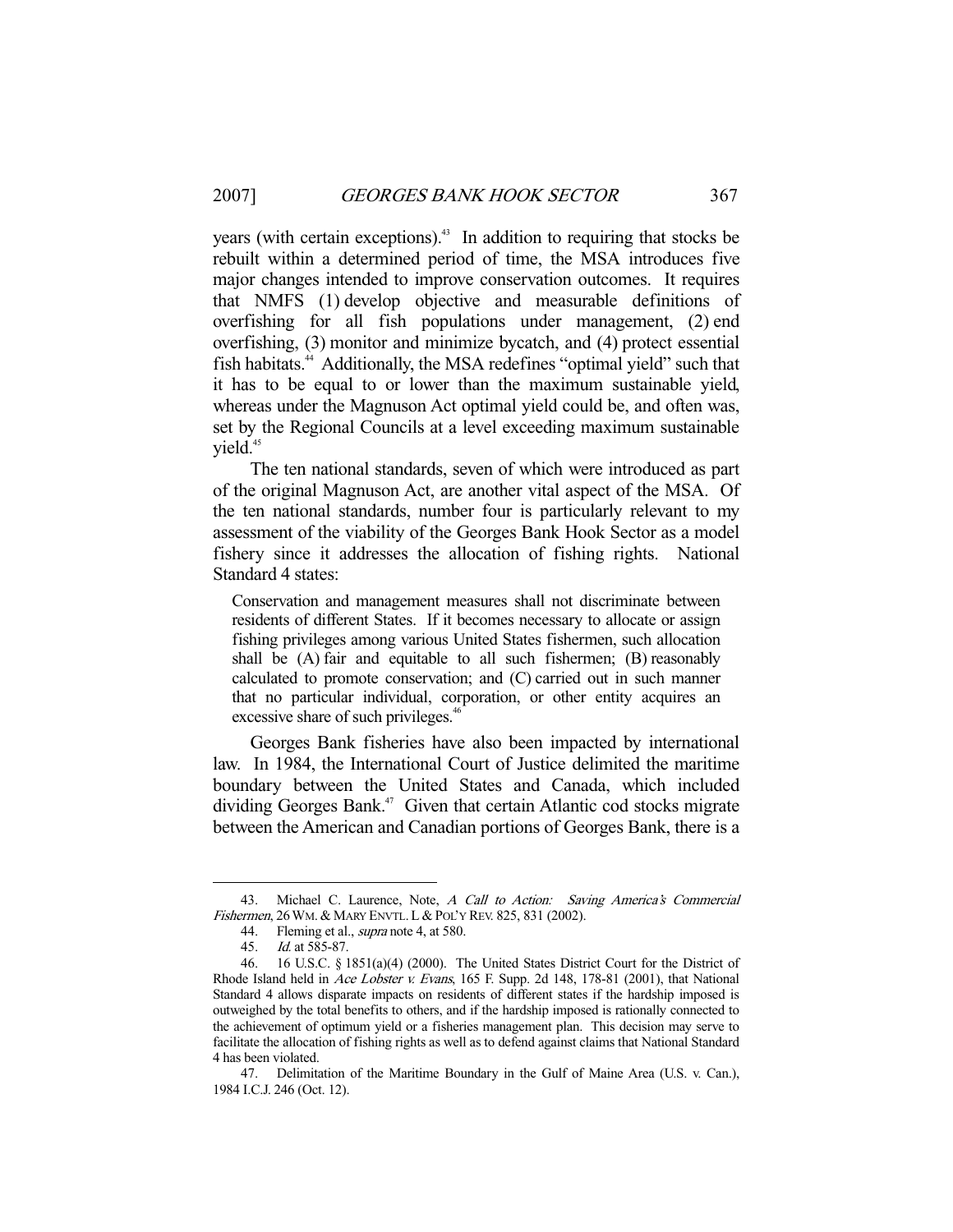years (with certain exceptions).[43] In addition to requiring that stocks be rebuilt within a determined period of time, the MSA introduces five major changes intended to improve conservation outcomes. It requires that NMFS (1) develop objective and measurable definitions of overfishing for all fish populations under management, (2) end overfishing, (3) monitor and minimize bycatch, and (4) protect essential fish habitats.[44] Additionally, the MSA redefines "optimal yield" such that it has to be equal to or lower than the maximum sustainable yield, whereas under the Magnuson Act optimal yield could be, and often was, set by the Regional Councils at a level exceeding maximum sustainable yield.[45]

The ten national standards, seven of which were introduced as part of the original Magnuson Act, are another vital aspect of the MSA. Of the ten national standards, number four is particularly relevant to my assessment of the viability of the Georges Bank Hook Sector as a model fishery since it addresses the allocation of fishing rights. National Standard 4 states:

> Conservation and management measures shall not discriminate between residents of different States. If it becomes necessary to allocate or assign fishing privileges among various United States fishermen, such allocation shall be (A) fair and equitable to all such fishermen; (B) reasonably calculated to promote conservation; and (C) carried out in such manner that no particular individual, corporation, or other entity acquires an excessive share of such privileges.[46]

Georges Bank fisheries have also been impacted by international law. In 1984, the International Court of Justice delimited the maritime boundary between the United States and Canada, which included dividing Georges Bank.[47] Given that certain Atlantic cod stocks migrate between the American and Canadian portions of Georges Bank, there is a

---

43. Michael C. Laurence, Note, *A Call to Action: Saving America's Commercial Fishermen*, 26 WM. & MARY ENVTL. L & POL'Y REV. 825, 831 (2002).

44. Fleming et al., *supra* note 4, at 580.

45. *Id.* at 585-87.

46. 16 U.S.C. § 1851(a)(4) (2000). The United States District Court for the District of Rhode Island held in *Ace Lobster v. Evans*, 165 F. Supp. 2d 148, 178-81 (2001), that National Standard 4 allows disparate impacts on residents of different states if the hardship imposed is outweighed by the total benefits to others, and if the hardship imposed is rationally connected to the achievement of optimum yield or a fisheries management plan. This decision may serve to facilitate the allocation of fishing rights as well as to defend against claims that National Standard 4 has been violated.

47. Delimitation of the Maritime Boundary in the Gulf of Maine Area (U.S. v. Can.), 1984 I.C.J. 246 (Oct. 12).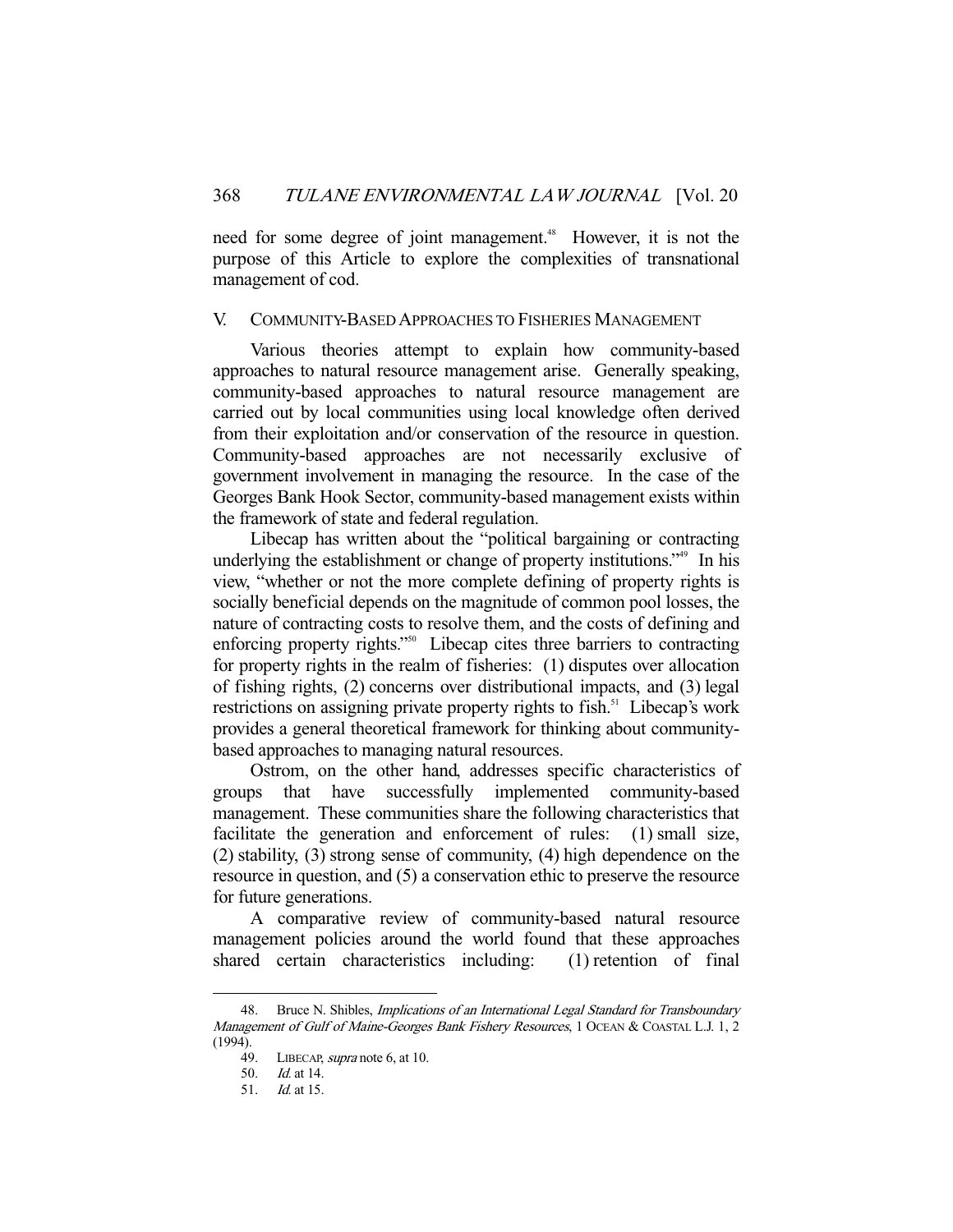need for some degree of joint management.[48] However, it is not the purpose of this Article to explore the complexities of transnational management of cod.

## V. Community-Based Approaches to Fisheries Management

Various theories attempt to explain how community-based approaches to natural resource management arise. Generally speaking, community-based approaches to natural resource management are carried out by local communities using local knowledge often derived from their exploitation and/or conservation of the resource in question. Community-based approaches are not necessarily exclusive of government involvement in managing the resource. In the case of the Georges Bank Hook Sector, community-based management exists within the framework of state and federal regulation.

Libecap has written about the "political bargaining or contracting underlying the establishment or change of property institutions."[49] In his view, "whether or not the more complete defining of property rights is socially beneficial depends on the magnitude of common pool losses, the nature of contracting costs to resolve them, and the costs of defining and enforcing property rights."[50] Libecap cites three barriers to contracting for property rights in the realm of fisheries: (1) disputes over allocation of fishing rights, (2) concerns over distributional impacts, and (3) legal restrictions on assigning private property rights to fish.[51] Libecap's work provides a general theoretical framework for thinking about community-based approaches to managing natural resources.

Ostrom, on the other hand, addresses specific characteristics of groups that have successfully implemented community-based management. These communities share the following characteristics that facilitate the generation and enforcement of rules: (1) small size, (2) stability, (3) strong sense of community, (4) high dependence on the resource in question, and (5) a conservation ethic to preserve the resource for future generations.

A comparative review of community-based natural resource management policies around the world found that these approaches shared certain characteristics including: (1) retention of final

---

48. Bruce N. Shibles, *Implications of an International Legal Standard for Transboundary Management of Gulf of Maine-Georges Bank Fishery Resources*, 1 Ocean & Coastal L.J. 1, 2 (1994).

49. Libecap, *supra* note 6, at 10.

50. *Id.* at 14.

51. *Id.* at 15.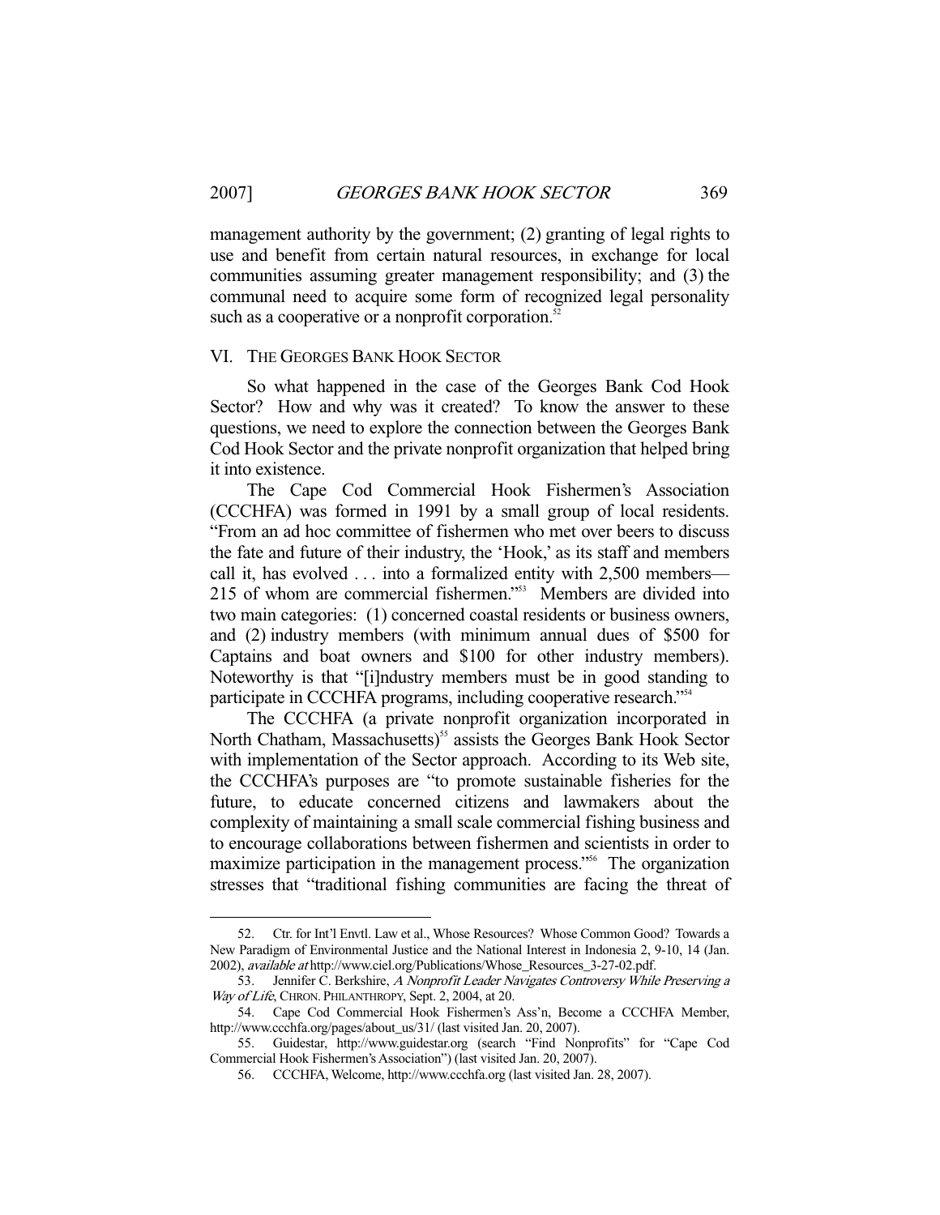management authority by the government; (2) granting of legal rights to use and benefit from certain natural resources, in exchange for local communities assuming greater management responsibility; and (3) the communal need to acquire some form of recognized legal personality such as a cooperative or a nonprofit corporation.[52]

## VI. THE GEORGES BANK HOOK SECTOR

So what happened in the case of the Georges Bank Cod Hook Sector? How and why was it created? To know the answer to these questions, we need to explore the connection between the Georges Bank Cod Hook Sector and the private nonprofit organization that helped bring it into existence.

The Cape Cod Commercial Hook Fishermen's Association (CCCHFA) was formed in 1991 by a small group of local residents. "From an ad hoc committee of fishermen who met over beers to discuss the fate and future of their industry, the 'Hook,' as its staff and members call it, has evolved . . . into a formalized entity with 2,500 members—215 of whom are commercial fishermen."[53] Members are divided into two main categories: (1) concerned coastal residents or business owners, and (2) industry members (with minimum annual dues of $500 for Captains and boat owners and $100 for other industry members). Noteworthy is that "[i]ndustry members must be in good standing to participate in CCCHFA programs, including cooperative research."[54]

The CCCHFA (a private nonprofit organization incorporated in North Chatham, Massachusetts)[55] assists the Georges Bank Hook Sector with implementation of the Sector approach. According to its Web site, the CCCHFA's purposes are "to promote sustainable fisheries for the future, to educate concerned citizens and lawmakers about the complexity of maintaining a small scale commercial fishing business and to encourage collaborations between fishermen and scientists in order to maximize participation in the management process."[56] The organization stresses that "traditional fishing communities are facing the threat of

---

52. Ctr. for Int'l Envtl. Law et al., Whose Resources? Whose Common Good? Towards a New Paradigm of Environmental Justice and the National Interest in Indonesia 2, 9-10, 14 (Jan. 2002), *available at* http://www.ciel.org/Publications/Whose_Resources_3-27-02.pdf.

53. Jennifer C. Berkshire, *A Nonprofit Leader Navigates Controversy While Preserving a Way of Life*, CHRON. PHILANTHROPY, Sept. 2, 2004, at 20.

54. Cape Cod Commercial Hook Fishermen's Ass'n, Become a CCCHFA Member, http://www.ccchfa.org/pages/about_us/31/ (last visited Jan. 20, 2007).

55. Guidestar, http://www.guidestar.org (search "Find Nonprofits" for "Cape Cod Commercial Hook Fishermen's Association") (last visited Jan. 20, 2007).

56. CCCHFA, Welcome, http://www.ccchfa.org (last visited Jan. 28, 2007).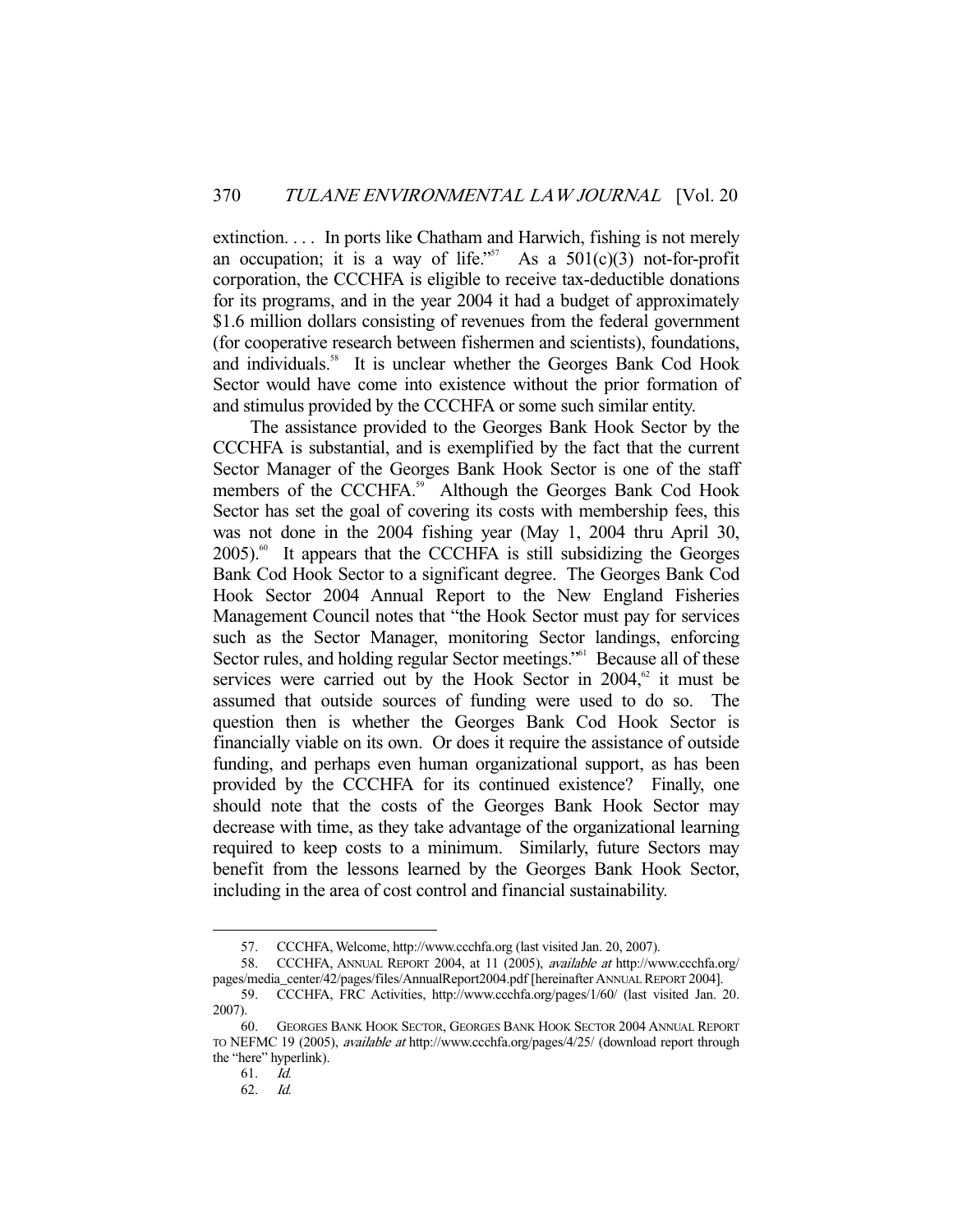extinction. . . . In ports like Chatham and Harwich, fishing is not merely an occupation; it is a way of life."[57] As a 501(c)(3) not-for-profit corporation, the CCCHFA is eligible to receive tax-deductible donations for its programs, and in the year 2004 it had a budget of approximately $1.6 million dollars consisting of revenues from the federal government (for cooperative research between fishermen and scientists), foundations, and individuals.[58] It is unclear whether the Georges Bank Cod Hook Sector would have come into existence without the prior formation of and stimulus provided by the CCCHFA or some such similar entity.

The assistance provided to the Georges Bank Hook Sector by the CCCHFA is substantial, and is exemplified by the fact that the current Sector Manager of the Georges Bank Hook Sector is one of the staff members of the CCCHFA.[59] Although the Georges Bank Cod Hook Sector has set the goal of covering its costs with membership fees, this was not done in the 2004 fishing year (May 1, 2004 thru April 30, 2005).[60] It appears that the CCCHFA is still subsidizing the Georges Bank Cod Hook Sector to a significant degree. The Georges Bank Cod Hook Sector 2004 Annual Report to the New England Fisheries Management Council notes that "the Hook Sector must pay for services such as the Sector Manager, monitoring Sector landings, enforcing Sector rules, and holding regular Sector meetings."[61] Because all of these services were carried out by the Hook Sector in 2004,[62] it must be assumed that outside sources of funding were used to do so. The question then is whether the Georges Bank Cod Hook Sector is financially viable on its own. Or does it require the assistance of outside funding, and perhaps even human organizational support, as has been provided by the CCCHFA for its continued existence? Finally, one should note that the costs of the Georges Bank Hook Sector may decrease with time, as they take advantage of the organizational learning required to keep costs to a minimum. Similarly, future Sectors may benefit from the lessons learned by the Georges Bank Hook Sector, including in the area of cost control and financial sustainability.

---

57. CCCHFA, Welcome, http://www.ccchfa.org (last visited Jan. 20, 2007).

58. CCCHFA, ANNUAL REPORT 2004, at 11 (2005), *available at* http://www.ccchfa.org/pages/media_center/42/pages/files/AnnualReport2004.pdf [hereinafter ANNUAL REPORT 2004].

59. CCCHFA, FRC Activities, http://www.ccchfa.org/pages/1/60/ (last visited Jan. 20. 2007).

60. GEORGES BANK HOOK SECTOR, GEORGES BANK HOOK SECTOR 2004 ANNUAL REPORT TO NEFMC 19 (2005), *available at* http://www.ccchfa.org/pages/4/25/ (download report through the "here" hyperlink).

61. *Id.*

62. *Id.*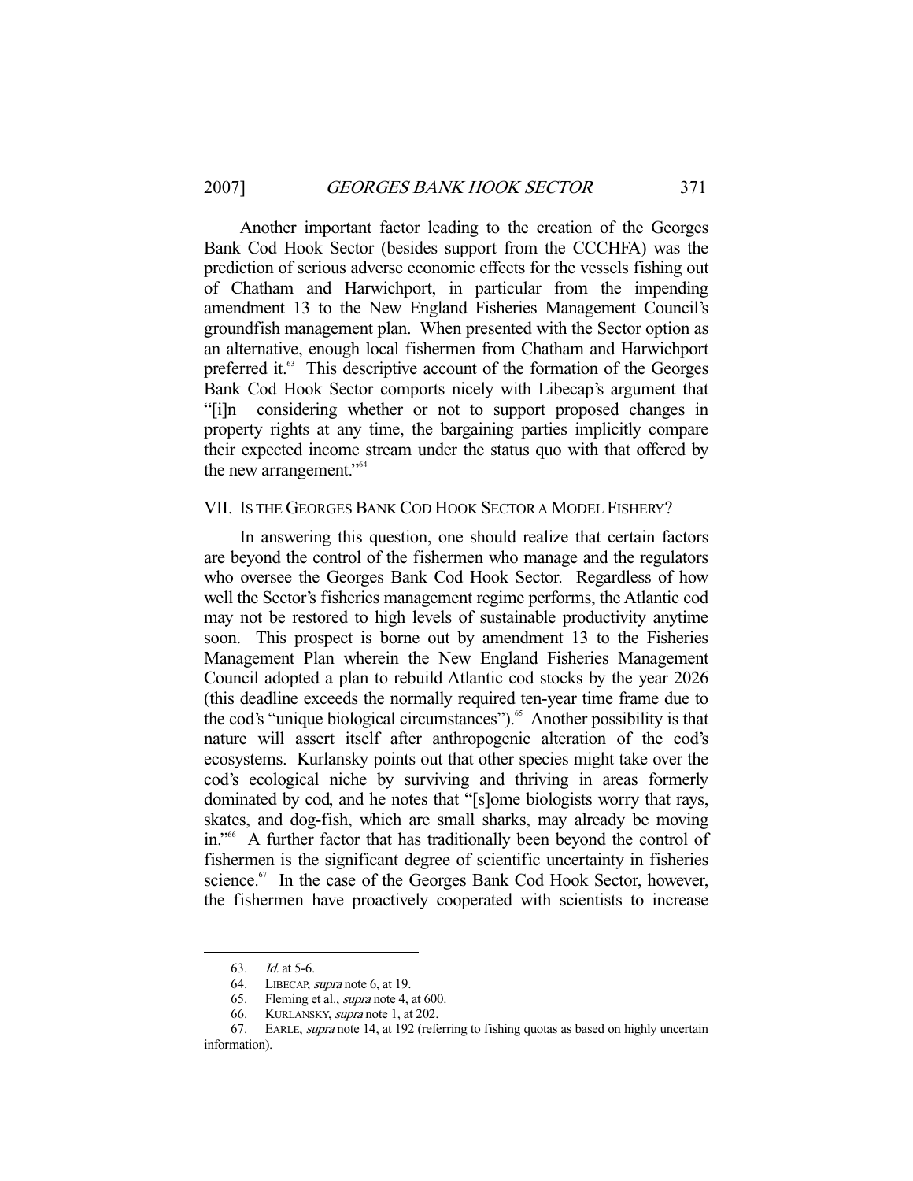Another important factor leading to the creation of the Georges Bank Cod Hook Sector (besides support from the CCCHFA) was the prediction of serious adverse economic effects for the vessels fishing out of Chatham and Harwichport, in particular from the impending amendment 13 to the New England Fisheries Management Council's groundfish management plan. When presented with the Sector option as an alternative, enough local fishermen from Chatham and Harwichport preferred it.[63] This descriptive account of the formation of the Georges Bank Cod Hook Sector comports nicely with Libecap's argument that "[i]n considering whether or not to support proposed changes in property rights at any time, the bargaining parties implicitly compare their expected income stream under the status quo with that offered by the new arrangement."[64]

## VII. IS THE GEORGES BANK COD HOOK SECTOR A MODEL FISHERY?

In answering this question, one should realize that certain factors are beyond the control of the fishermen who manage and the regulators who oversee the Georges Bank Cod Hook Sector. Regardless of how well the Sector's fisheries management regime performs, the Atlantic cod may not be restored to high levels of sustainable productivity anytime soon. This prospect is borne out by amendment 13 to the Fisheries Management Plan wherein the New England Fisheries Management Council adopted a plan to rebuild Atlantic cod stocks by the year 2026 (this deadline exceeds the normally required ten-year time frame due to the cod's "unique biological circumstances").[65] Another possibility is that nature will assert itself after anthropogenic alteration of the cod's ecosystems. Kurlansky points out that other species might take over the cod's ecological niche by surviving and thriving in areas formerly dominated by cod, and he notes that "[s]ome biologists worry that rays, skates, and dog-fish, which are small sharks, may already be moving in."[66] A further factor that has traditionally been beyond the control of fishermen is the significant degree of scientific uncertainty in fisheries science.[67] In the case of the Georges Bank Cod Hook Sector, however, the fishermen have proactively cooperated with scientists to increase

---

63. *Id.* at 5-6.

64. LIBECAP, *supra* note 6, at 19.

65. Fleming et al., *supra* note 4, at 600.

66. KURLANSKY, *supra* note 1, at 202.

67. EARLE, *supra* note 14, at 192 (referring to fishing quotas as based on highly uncertain information).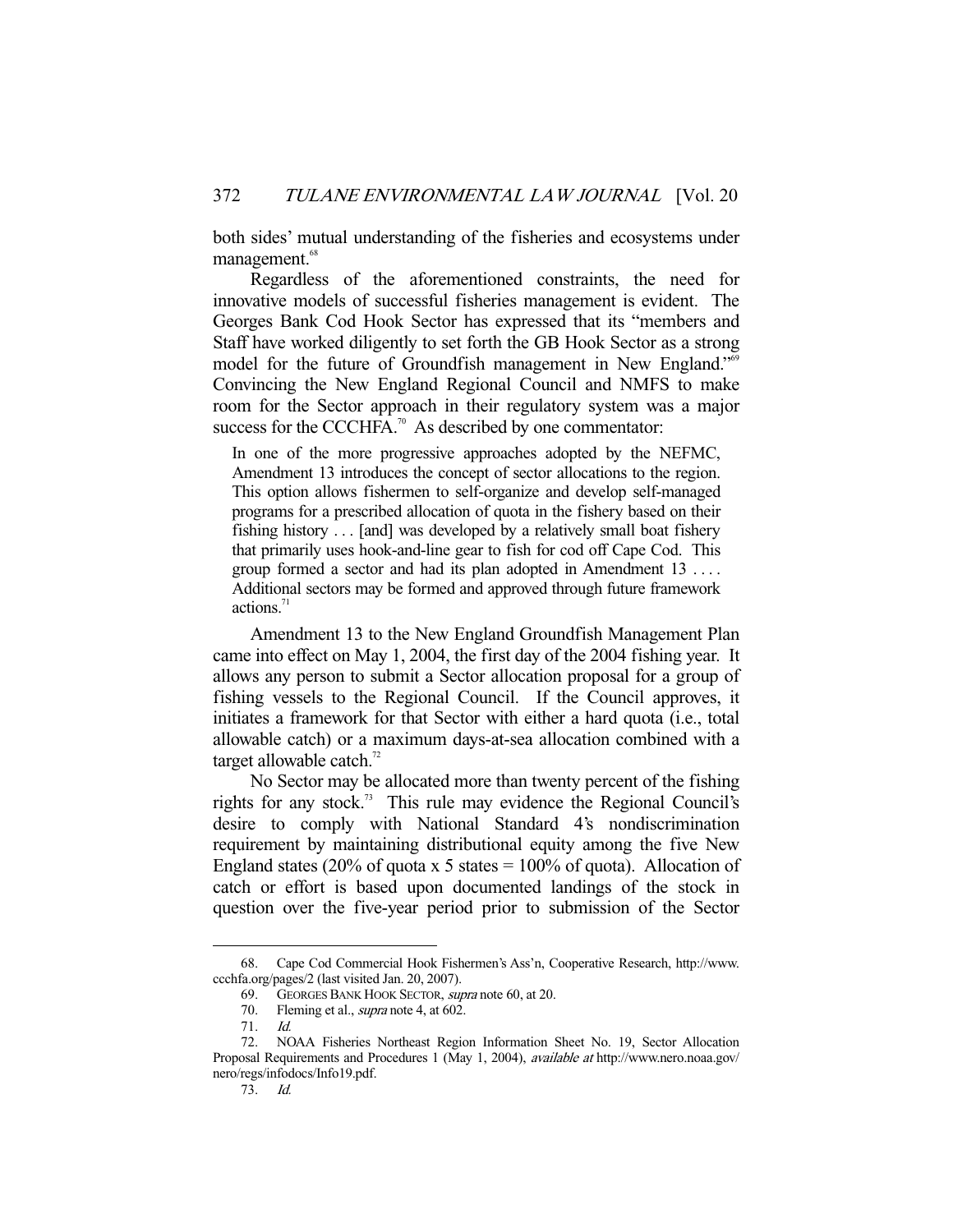both sides' mutual understanding of the fisheries and ecosystems under management.[68]

Regardless of the aforementioned constraints, the need for innovative models of successful fisheries management is evident. The Georges Bank Cod Hook Sector has expressed that its "members and Staff have worked diligently to set forth the GB Hook Sector as a strong model for the future of Groundfish management in New England."[69] Convincing the New England Regional Council and NMFS to make room for the Sector approach in their regulatory system was a major success for the CCCHFA.[70] As described by one commentator:

> In one of the more progressive approaches adopted by the NEFMC, Amendment 13 introduces the concept of sector allocations to the region. This option allows fishermen to self-organize and develop self-managed programs for a prescribed allocation of quota in the fishery based on their fishing history . . . [and] was developed by a relatively small boat fishery that primarily uses hook-and-line gear to fish for cod off Cape Cod. This group formed a sector and had its plan adopted in Amendment 13 . . . . Additional sectors may be formed and approved through future framework actions.[71]

Amendment 13 to the New England Groundfish Management Plan came into effect on May 1, 2004, the first day of the 2004 fishing year. It allows any person to submit a Sector allocation proposal for a group of fishing vessels to the Regional Council. If the Council approves, it initiates a framework for that Sector with either a hard quota (i.e., total allowable catch) or a maximum days-at-sea allocation combined with a target allowable catch.[72]

No Sector may be allocated more than twenty percent of the fishing rights for any stock.[73] This rule may evidence the Regional Council's desire to comply with National Standard 4's nondiscrimination requirement by maintaining distributional equity among the five New England states (20% of quota x 5 states = 100% of quota). Allocation of catch or effort is based upon documented landings of the stock in question over the five-year period prior to submission of the Sector

---

68. Cape Cod Commercial Hook Fishermen's Ass'n, Cooperative Research, http://www.ccchfa.org/pages/2 (last visited Jan. 20, 2007).

69. GEORGES BANK HOOK SECTOR, *supra* note 60, at 20.

70. Fleming et al., *supra* note 4, at 602.

71. *Id.*

72. NOAA Fisheries Northeast Region Information Sheet No. 19, Sector Allocation Proposal Requirements and Procedures 1 (May 1, 2004), *available at* http://www.nero.noaa.gov/nero/regs/infodocs/Info19.pdf.

73. *Id.*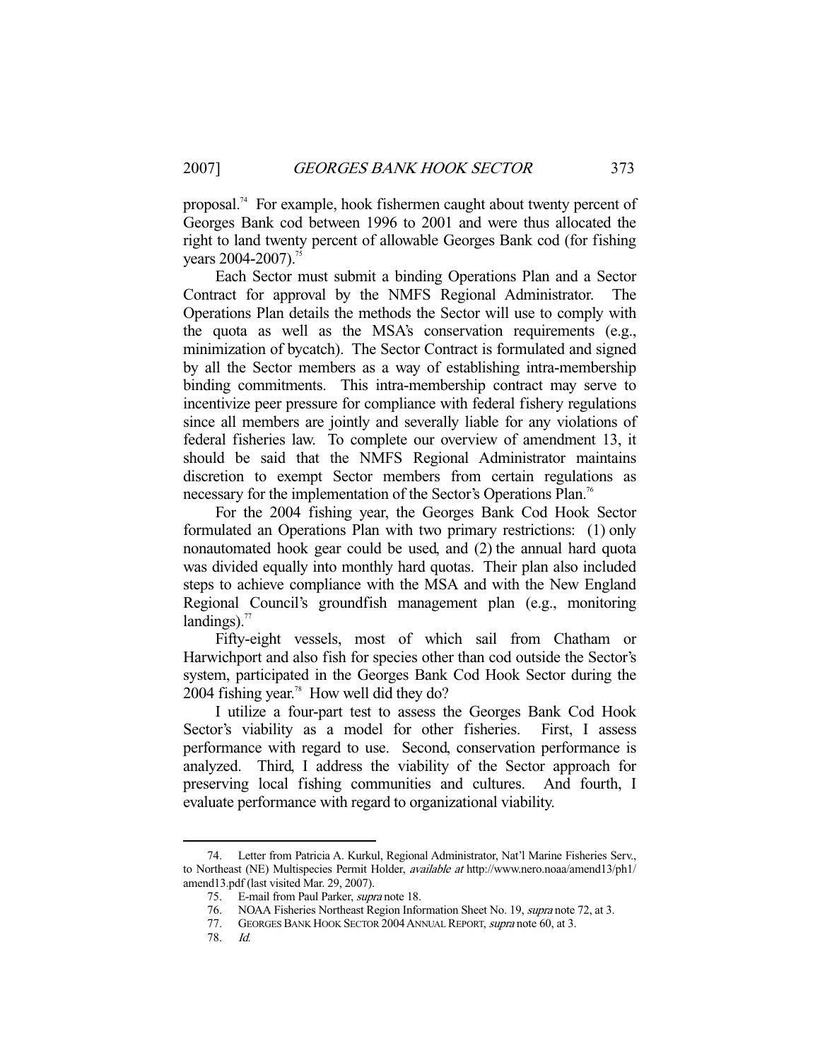proposal.[74] For example, hook fishermen caught about twenty percent of Georges Bank cod between 1996 to 2001 and were thus allocated the right to land twenty percent of allowable Georges Bank cod (for fishing years 2004-2007).[75]

Each Sector must submit a binding Operations Plan and a Sector Contract for approval by the NMFS Regional Administrator. The Operations Plan details the methods the Sector will use to comply with the quota as well as the MSA's conservation requirements (e.g., minimization of bycatch). The Sector Contract is formulated and signed by all the Sector members as a way of establishing intra-membership binding commitments. This intra-membership contract may serve to incentivize peer pressure for compliance with federal fishery regulations since all members are jointly and severally liable for any violations of federal fisheries law. To complete our overview of amendment 13, it should be said that the NMFS Regional Administrator maintains discretion to exempt Sector members from certain regulations as necessary for the implementation of the Sector's Operations Plan.[76]

For the 2004 fishing year, the Georges Bank Cod Hook Sector formulated an Operations Plan with two primary restrictions: (1) only nonautomated hook gear could be used, and (2) the annual hard quota was divided equally into monthly hard quotas. Their plan also included steps to achieve compliance with the MSA and with the New England Regional Council's groundfish management plan (e.g., monitoring landings).[77]

Fifty-eight vessels, most of which sail from Chatham or Harwichport and also fish for species other than cod outside the Sector's system, participated in the Georges Bank Cod Hook Sector during the 2004 fishing year.[78] How well did they do?

I utilize a four-part test to assess the Georges Bank Cod Hook Sector's viability as a model for other fisheries. First, I assess performance with regard to use. Second, conservation performance is analyzed. Third, I address the viability of the Sector approach for preserving local fishing communities and cultures. And fourth, I evaluate performance with regard to organizational viability.

---

74. Letter from Patricia A. Kurkul, Regional Administrator, Nat'l Marine Fisheries Serv., to Northeast (NE) Multispecies Permit Holder, *available at* http://www.nero.noaa/amend13/ph1/amend13.pdf (last visited Mar. 29, 2007).

75. E-mail from Paul Parker, *supra* note 18.

76. NOAA Fisheries Northeast Region Information Sheet No. 19, *supra* note 72, at 3.

77. GEORGES BANK HOOK SECTOR 2004 ANNUAL REPORT, *supra* note 60, at 3.

78. *Id.*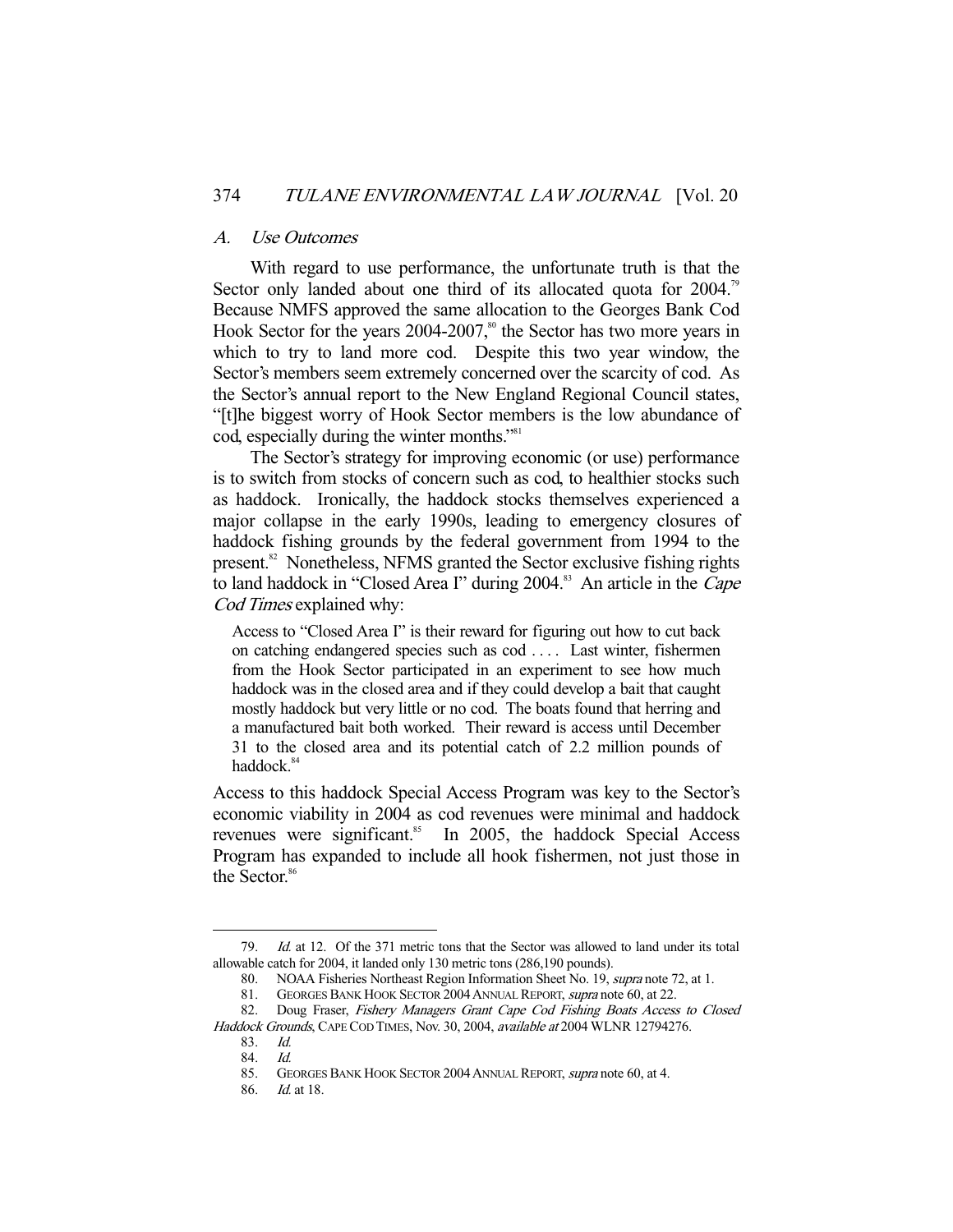### *A. Use Outcomes*

With regard to use performance, the unfortunate truth is that the Sector only landed about one third of its allocated quota for 2004.[79] Because NMFS approved the same allocation to the Georges Bank Cod Hook Sector for the years 2004-2007,[80] the Sector has two more years in which to try to land more cod. Despite this two year window, the Sector's members seem extremely concerned over the scarcity of cod. As the Sector's annual report to the New England Regional Council states, "[t]he biggest worry of Hook Sector members is the low abundance of cod, especially during the winter months."[81]

The Sector's strategy for improving economic (or use) performance is to switch from stocks of concern such as cod, to healthier stocks such as haddock. Ironically, the haddock stocks themselves experienced a major collapse in the early 1990s, leading to emergency closures of haddock fishing grounds by the federal government from 1994 to the present.[82] Nonetheless, NFMS granted the Sector exclusive fishing rights to land haddock in "Closed Area I" during 2004.[83] An article in the *Cape Cod Times* explained why:

> Access to "Closed Area I" is their reward for figuring out how to cut back on catching endangered species such as cod . . . . Last winter, fishermen from the Hook Sector participated in an experiment to see how much haddock was in the closed area and if they could develop a bait that caught mostly haddock but very little or no cod. The boats found that herring and a manufactured bait both worked. Their reward is access until December 31 to the closed area and its potential catch of 2.2 million pounds of haddock.[84]

Access to this haddock Special Access Program was key to the Sector's economic viability in 2004 as cod revenues were minimal and haddock revenues were significant.[85] In 2005, the haddock Special Access Program has expanded to include all hook fishermen, not just those in the Sector.[86]

---

79. *Id.* at 12. Of the 371 metric tons that the Sector was allowed to land under its total allowable catch for 2004, it landed only 130 metric tons (286,190 pounds).

80. NOAA Fisheries Northeast Region Information Sheet No. 19, *supra* note 72, at 1.

81. GEORGES BANK HOOK SECTOR 2004 ANNUAL REPORT, *supra* note 60, at 22.

82. Doug Fraser, *Fishery Managers Grant Cape Cod Fishing Boats Access to Closed Haddock Grounds*, CAPE COD TIMES, Nov. 30, 2004, *available at* 2004 WLNR 12794276.

83. *Id.*

84. *Id.*

85. GEORGES BANK HOOK SECTOR 2004 ANNUAL REPORT, *supra* note 60, at 4.

86. *Id.* at 18.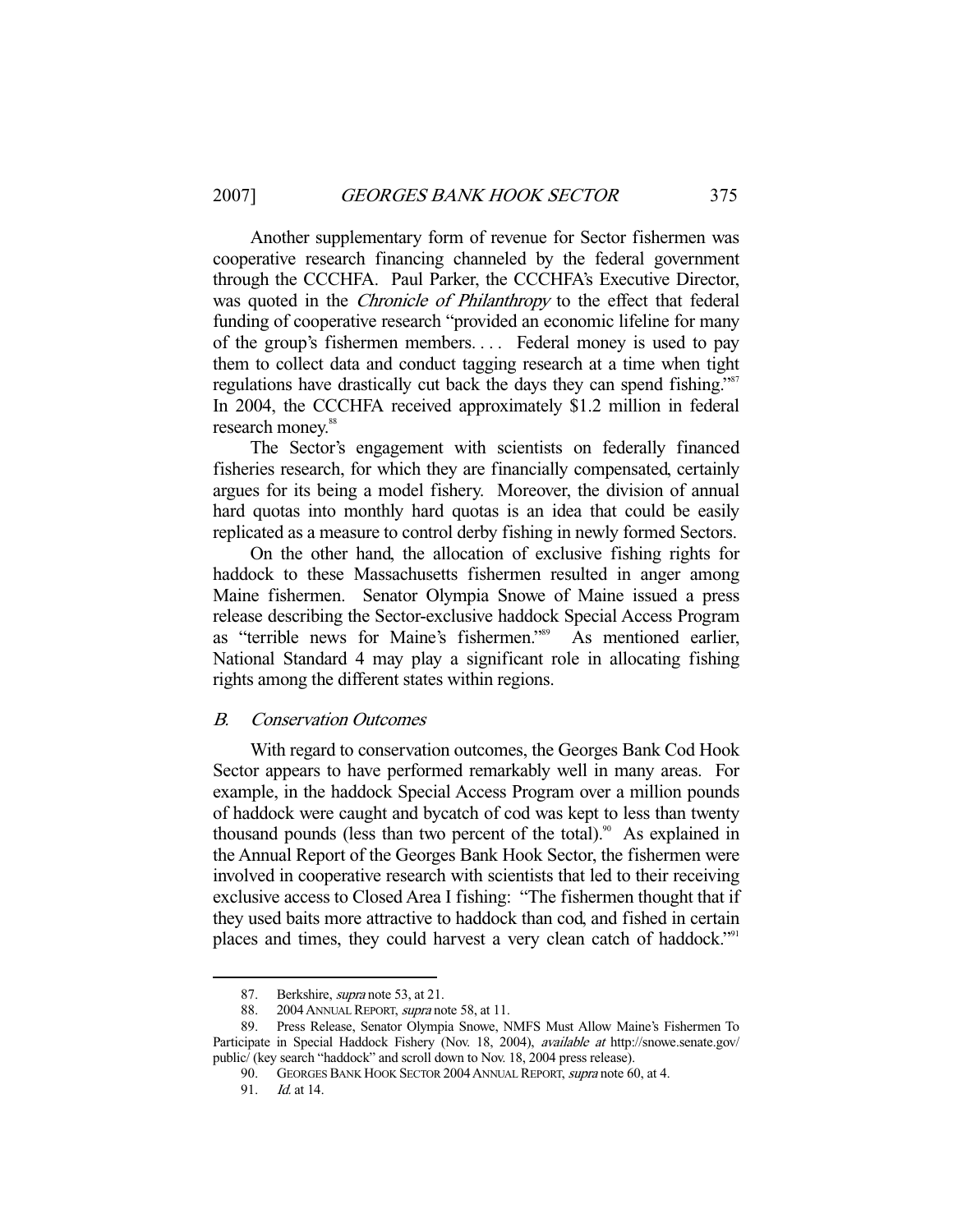Another supplementary form of revenue for Sector fishermen was cooperative research financing channeled by the federal government through the CCCHFA. Paul Parker, the CCCHFA's Executive Director, was quoted in the *Chronicle of Philanthropy* to the effect that federal funding of cooperative research "provided an economic lifeline for many of the group's fishermen members. . . . Federal money is used to pay them to collect data and conduct tagging research at a time when tight regulations have drastically cut back the days they can spend fishing."[87] In 2004, the CCCHFA received approximately $1.2 million in federal research money.[88]

The Sector's engagement with scientists on federally financed fisheries research, for which they are financially compensated, certainly argues for its being a model fishery. Moreover, the division of annual hard quotas into monthly hard quotas is an idea that could be easily replicated as a measure to control derby fishing in newly formed Sectors.

On the other hand, the allocation of exclusive fishing rights for haddock to these Massachusetts fishermen resulted in anger among Maine fishermen. Senator Olympia Snowe of Maine issued a press release describing the Sector-exclusive haddock Special Access Program as "terrible news for Maine's fishermen."[89] As mentioned earlier, National Standard 4 may play a significant role in allocating fishing rights among the different states within regions.

### *B. Conservation Outcomes*

With regard to conservation outcomes, the Georges Bank Cod Hook Sector appears to have performed remarkably well in many areas. For example, in the haddock Special Access Program over a million pounds of haddock were caught and bycatch of cod was kept to less than twenty thousand pounds (less than two percent of the total).[90] As explained in the Annual Report of the Georges Bank Hook Sector, the fishermen were involved in cooperative research with scientists that led to their receiving exclusive access to Closed Area I fishing: "The fishermen thought that if they used baits more attractive to haddock than cod, and fished in certain places and times, they could harvest a very clean catch of haddock."[91]

---

87. Berkshire, *supra* note 53, at 21.

88. 2004 ANNUAL REPORT, *supra* note 58, at 11.

89. Press Release, Senator Olympia Snowe, NMFS Must Allow Maine's Fishermen To Participate in Special Haddock Fishery (Nov. 18, 2004), *available at* http://snowe.senate.gov/public/ (key search "haddock" and scroll down to Nov. 18, 2004 press release).

90. GEORGES BANK HOOK SECTOR 2004 ANNUAL REPORT, *supra* note 60, at 4.

91. *Id.* at 14.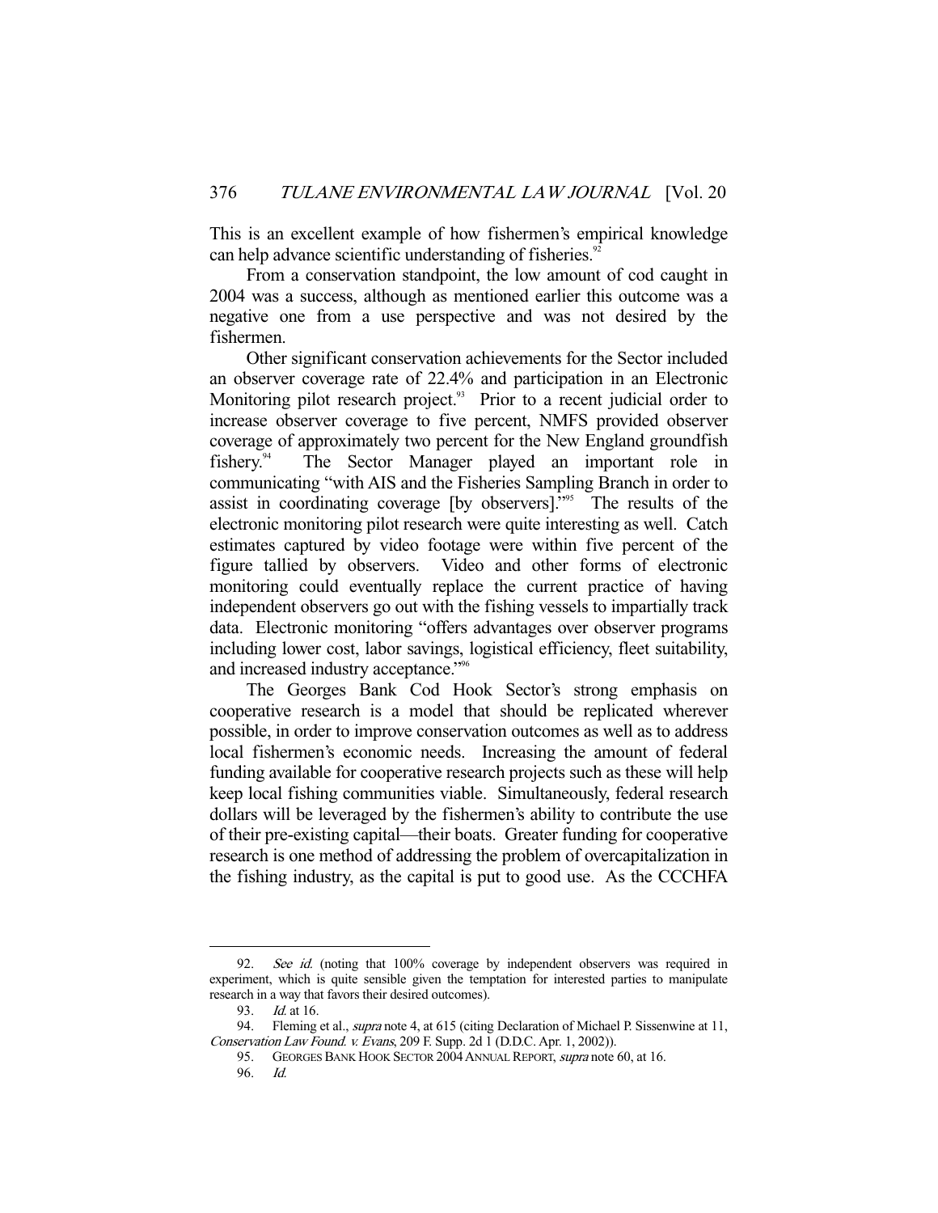This is an excellent example of how fishermen's empirical knowledge can help advance scientific understanding of fisheries.[92]

From a conservation standpoint, the low amount of cod caught in 2004 was a success, although as mentioned earlier this outcome was a negative one from a use perspective and was not desired by the fishermen.

Other significant conservation achievements for the Sector included an observer coverage rate of 22.4% and participation in an Electronic Monitoring pilot research project.[93] Prior to a recent judicial order to increase observer coverage to five percent, NMFS provided observer coverage of approximately two percent for the New England groundfish fishery.[94] The Sector Manager played an important role in communicating "with AIS and the Fisheries Sampling Branch in order to assist in coordinating coverage [by observers]."[95] The results of the electronic monitoring pilot research were quite interesting as well. Catch estimates captured by video footage were within five percent of the figure tallied by observers. Video and other forms of electronic monitoring could eventually replace the current practice of having independent observers go out with the fishing vessels to impartially track data. Electronic monitoring "offers advantages over observer programs including lower cost, labor savings, logistical efficiency, fleet suitability, and increased industry acceptance."[96]

The Georges Bank Cod Hook Sector's strong emphasis on cooperative research is a model that should be replicated wherever possible, in order to improve conservation outcomes as well as to address local fishermen's economic needs. Increasing the amount of federal funding available for cooperative research projects such as these will help keep local fishing communities viable. Simultaneously, federal research dollars will be leveraged by the fishermen's ability to contribute the use of their pre-existing capital—their boats. Greater funding for cooperative research is one method of addressing the problem of overcapitalization in the fishing industry, as the capital is put to good use. As the CCCHFA

---

92. *See id.* (noting that 100% coverage by independent observers was required in experiment, which is quite sensible given the temptation for interested parties to manipulate research in a way that favors their desired outcomes).

93. *Id.* at 16.

94. Fleming et al., *supra* note 4, at 615 (citing Declaration of Michael P. Sissenwine at 11, *Conservation Law Found. v. Evans*, 209 F. Supp. 2d 1 (D.D.C. Apr. 1, 2002)).

95. GEORGES BANK HOOK SECTOR 2004 ANNUAL REPORT, *supra* note 60, at 16.

96. *Id.*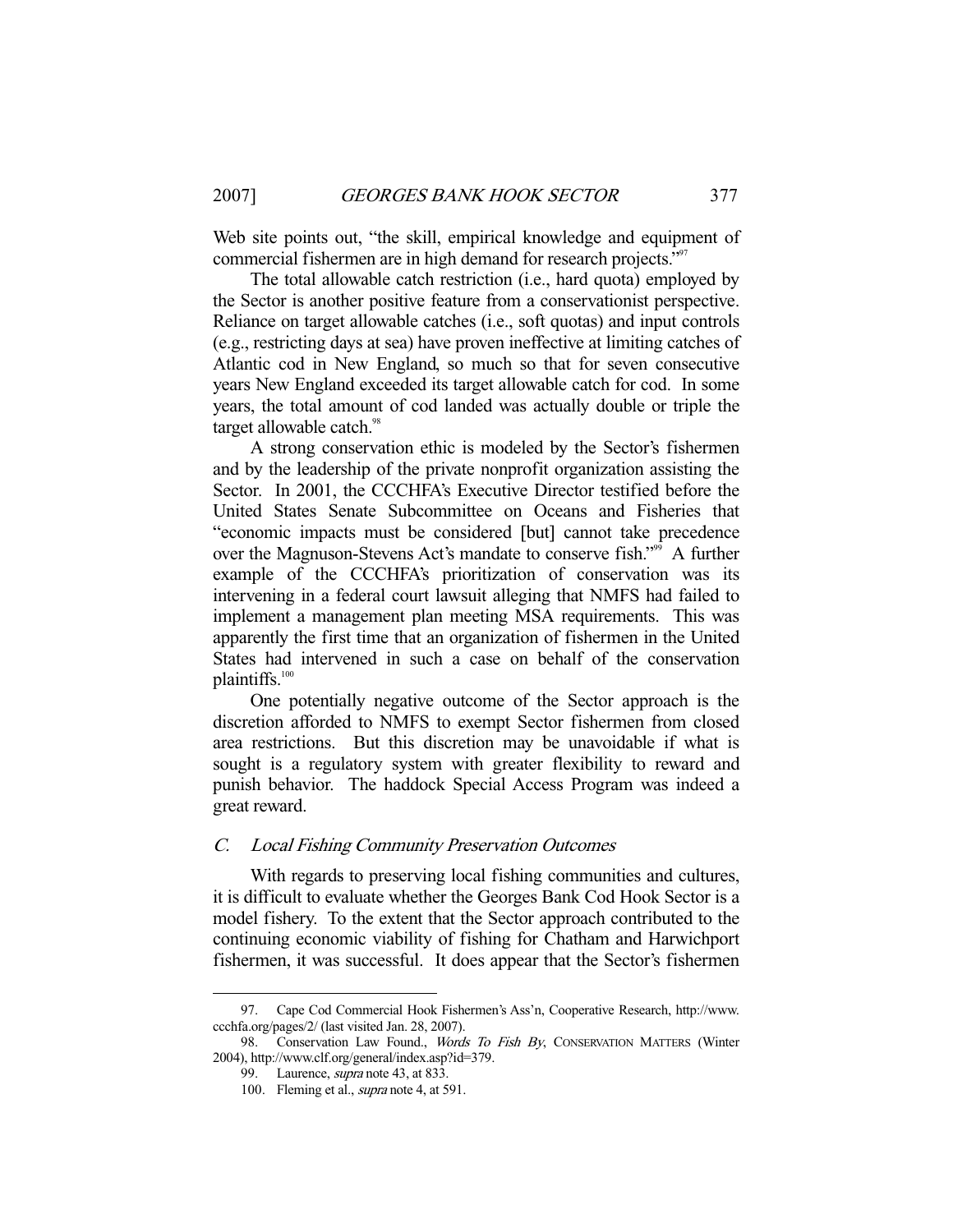Web site points out, "the skill, empirical knowledge and equipment of commercial fishermen are in high demand for research projects."[97]

The total allowable catch restriction (i.e., hard quota) employed by the Sector is another positive feature from a conservationist perspective. Reliance on target allowable catches (i.e., soft quotas) and input controls (e.g., restricting days at sea) have proven ineffective at limiting catches of Atlantic cod in New England, so much so that for seven consecutive years New England exceeded its target allowable catch for cod. In some years, the total amount of cod landed was actually double or triple the target allowable catch.[98]

A strong conservation ethic is modeled by the Sector's fishermen and by the leadership of the private nonprofit organization assisting the Sector. In 2001, the CCCHFA's Executive Director testified before the United States Senate Subcommittee on Oceans and Fisheries that "economic impacts must be considered [but] cannot take precedence over the Magnuson-Stevens Act's mandate to conserve fish."[99] A further example of the CCCHFA's prioritization of conservation was its intervening in a federal court lawsuit alleging that NMFS had failed to implement a management plan meeting MSA requirements. This was apparently the first time that an organization of fishermen in the United States had intervened in such a case on behalf of the conservation plaintiffs.[100]

One potentially negative outcome of the Sector approach is the discretion afforded to NMFS to exempt Sector fishermen from closed area restrictions. But this discretion may be unavoidable if what is sought is a regulatory system with greater flexibility to reward and punish behavior. The haddock Special Access Program was indeed a great reward.

### *C. Local Fishing Community Preservation Outcomes*

With regards to preserving local fishing communities and cultures, it is difficult to evaluate whether the Georges Bank Cod Hook Sector is a model fishery. To the extent that the Sector approach contributed to the continuing economic viability of fishing for Chatham and Harwichport fishermen, it was successful. It does appear that the Sector's fishermen

---

97. Cape Cod Commercial Hook Fishermen's Ass'n, Cooperative Research, http://www.ccchfa.org/pages/2/ (last visited Jan. 28, 2007).

98. Conservation Law Found., *Words To Fish By*, CONSERVATION MATTERS (Winter 2004), http://www.clf.org/general/index.asp?id=379.

99. Laurence, *supra* note 43, at 833.

100. Fleming et al., *supra* note 4, at 591.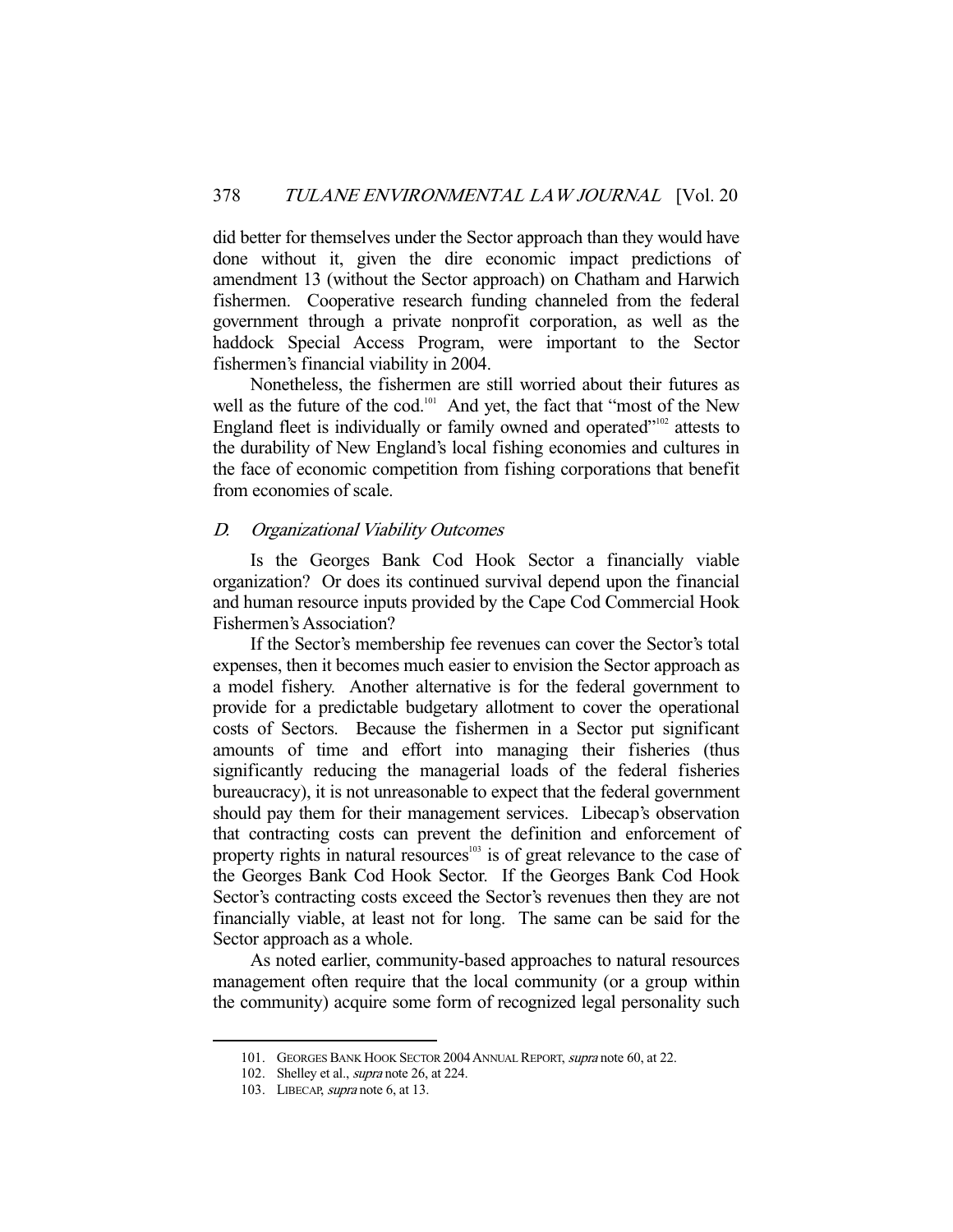did better for themselves under the Sector approach than they would have done without it, given the dire economic impact predictions of amendment 13 (without the Sector approach) on Chatham and Harwich fishermen. Cooperative research funding channeled from the federal government through a private nonprofit corporation, as well as the haddock Special Access Program, were important to the Sector fishermen's financial viability in 2004.

Nonetheless, the fishermen are still worried about their futures as well as the future of the cod.[101] And yet, the fact that "most of the New England fleet is individually or family owned and operated"[102] attests to the durability of New England's local fishing economies and cultures in the face of economic competition from fishing corporations that benefit from economies of scale.

### *D. Organizational Viability Outcomes*

Is the Georges Bank Cod Hook Sector a financially viable organization? Or does its continued survival depend upon the financial and human resource inputs provided by the Cape Cod Commercial Hook Fishermen's Association?

If the Sector's membership fee revenues can cover the Sector's total expenses, then it becomes much easier to envision the Sector approach as a model fishery. Another alternative is for the federal government to provide for a predictable budgetary allotment to cover the operational costs of Sectors. Because the fishermen in a Sector put significant amounts of time and effort into managing their fisheries (thus significantly reducing the managerial loads of the federal fisheries bureaucracy), it is not unreasonable to expect that the federal government should pay them for their management services. Libecap's observation that contracting costs can prevent the definition and enforcement of property rights in natural resources[103] is of great relevance to the case of the Georges Bank Cod Hook Sector. If the Georges Bank Cod Hook Sector's contracting costs exceed the Sector's revenues then they are not financially viable, at least not for long. The same can be said for the Sector approach as a whole.

As noted earlier, community-based approaches to natural resources management often require that the local community (or a group within the community) acquire some form of recognized legal personality such

---

101. GEORGES BANK HOOK SECTOR 2004 ANNUAL REPORT, *supra* note 60, at 22.

102. Shelley et al., *supra* note 26, at 224.

103. LIBECAP, *supra* note 6, at 13.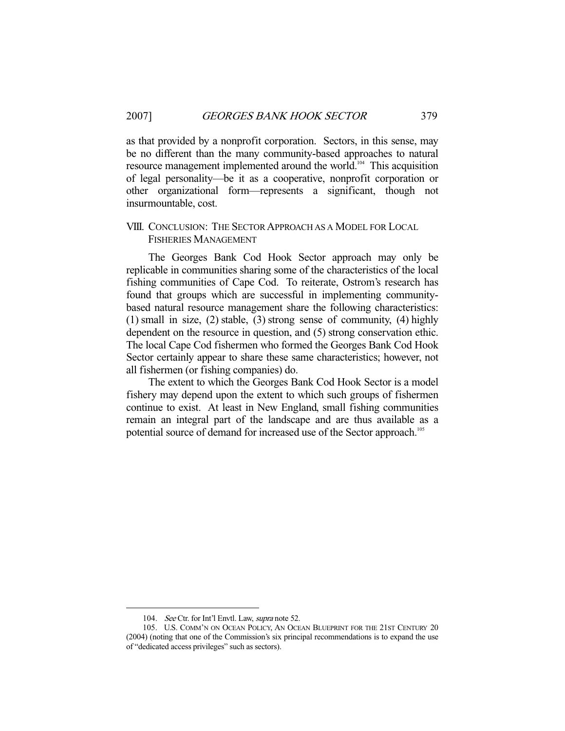as that provided by a nonprofit corporation. Sectors, in this sense, may be no different than the many community-based approaches to natural resource management implemented around the world.[104] This acquisition of legal personality—be it as a cooperative, nonprofit corporation or other organizational form—represents a significant, though not insurmountable, cost.

## VIII. CONCLUSION: THE SECTOR APPROACH AS A MODEL FOR LOCAL FISHERIES MANAGEMENT

The Georges Bank Cod Hook Sector approach may only be replicable in communities sharing some of the characteristics of the local fishing communities of Cape Cod. To reiterate, Ostrom's research has found that groups which are successful in implementing community-based natural resource management share the following characteristics: (1) small in size, (2) stable, (3) strong sense of community, (4) highly dependent on the resource in question, and (5) strong conservation ethic. The local Cape Cod fishermen who formed the Georges Bank Cod Hook Sector certainly appear to share these same characteristics; however, not all fishermen (or fishing companies) do.

The extent to which the Georges Bank Cod Hook Sector is a model fishery may depend upon the extent to which such groups of fishermen continue to exist. At least in New England, small fishing communities remain an integral part of the landscape and are thus available as a potential source of demand for increased use of the Sector approach.[105]

---

104. *See* Ctr. for Int'l Envtl. Law, *supra* note 52.

105. U.S. COMM'N ON OCEAN POLICY, AN OCEAN BLUEPRINT FOR THE 21ST CENTURY 20 (2004) (noting that one of the Commission's six principal recommendations is to expand the use of "dedicated access privileges" such as sectors).